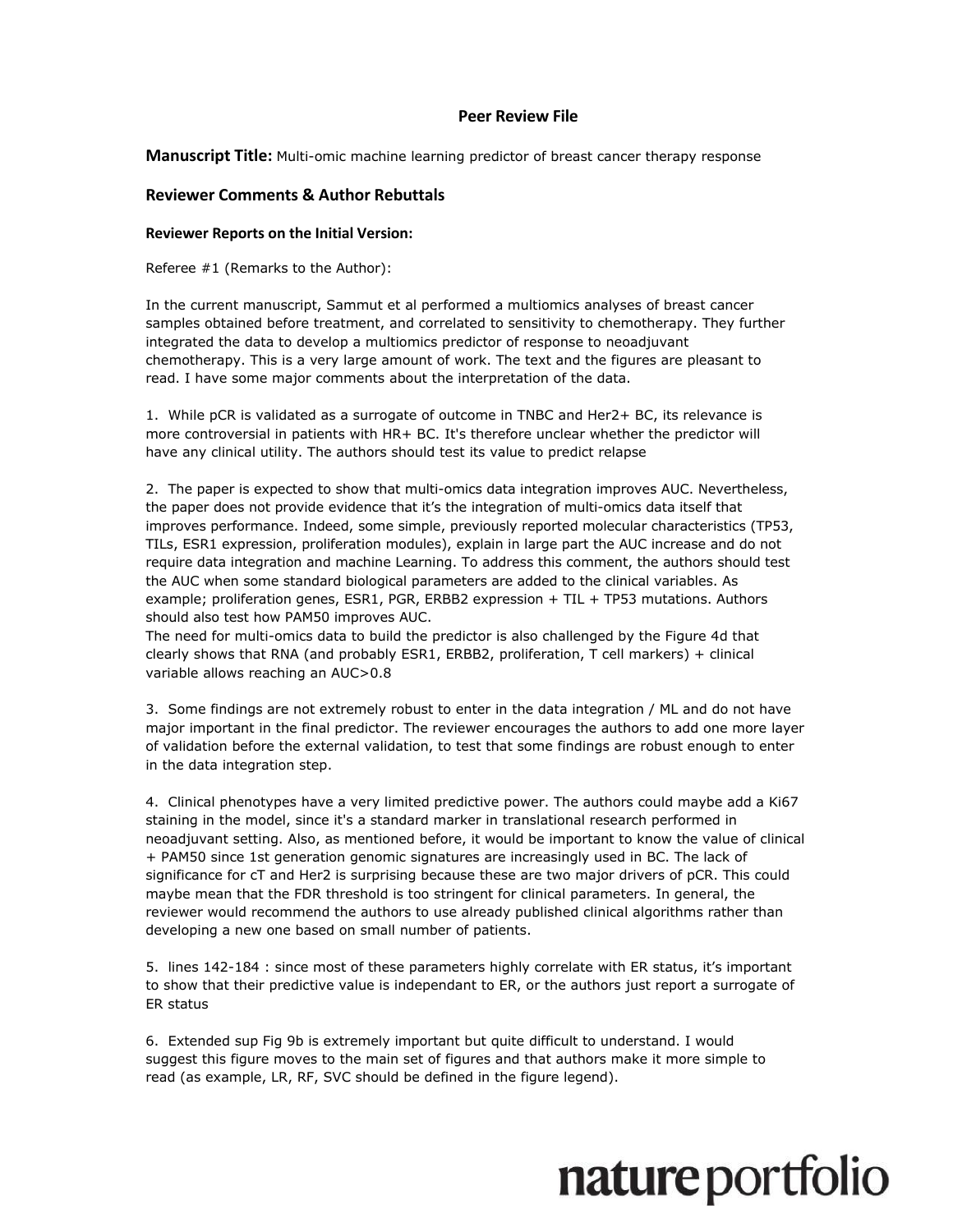# Peer Review File

**Manuscript Title:** Multi-omic machine learning predictor of breast cancer therapy response

## Reviewer Comments & Author Rebuttals

### Reviewer Reports on the Initial Version:

Referee #1 (Remarks to the Author):

In the current manuscript, Sammut et al performed a multiomics analyses of breast cancer samples obtained before treatment, and correlated to sensitivity to chemotherapy. They further integrated the data to develop a multiomics predictor of response to neoadjuvant chemotherapy. This is a very large amount of work. The text and the figures are pleasant to read. I have some major comments about the interpretation of the data.

1. While pCR is validated as a surrogate of outcome in TNBC and Her2+ BC, its relevance is more controversial in patients with HR+ BC. It's therefore unclear whether the predictor will have any clinical utility. The authors should test its value to predict relapse

2. The paper is expected to show that multi-omics data integration improves AUC. Nevertheless, the paper does not provide evidence that it's the integration of multi-omics data itself that improves performance. Indeed, some simple, previously reported molecular characteristics (TP53, TILs, ESR1 expression, proliferation modules), explain in large part the AUC increase and do not require data integration and machine Learning. To address this comment, the authors should test the AUC when some standard biological parameters are added to the clinical variables. As example; proliferation genes, ESR1, PGR, ERBB2 expression + TIL + TP53 mutations. Authors should also test how PAM50 improves AUC.
The need for multi-omics data to build the predictor is also challenged by the Figure 4d that clearly shows that RNA (and probably ESR1, ERBB2, proliferation, T cell markers) + clinical variable allows reaching an AUC>0.8

3. Some findings are not extremely robust to enter in the data integration / ML and do not have major important in the final predictor. The reviewer encourages the authors to add one more layer of validation before the external validation, to test that some findings are robust enough to enter in the data integration step.

4. Clinical phenotypes have a very limited predictive power. The authors could maybe add a Ki67 staining in the model, since it's a standard marker in translational research performed in neoadjuvant setting. Also, as mentioned before, it would be important to know the value of clinical + PAM50 since 1st generation genomic signatures are increasingly used in BC. The lack of significance for cT and Her2 is surprising because these are two major drivers of pCR. This could maybe mean that the FDR threshold is too stringent for clinical parameters. In general, the reviewer would recommend the authors to use already published clinical algorithms rather than developing a new one based on small number of patients.

5. lines 142-184 : since most of these parameters highly correlate with ER status, it's important to show that their predictive value is independant to ER, or the authors just report a surrogate of ER status

6. Extended sup Fig 9b is extremely important but quite difficult to understand. I would suggest this figure moves to the main set of figures and that authors make it more simple to read (as example, LR, RF, SVC should be defined in the figure legend).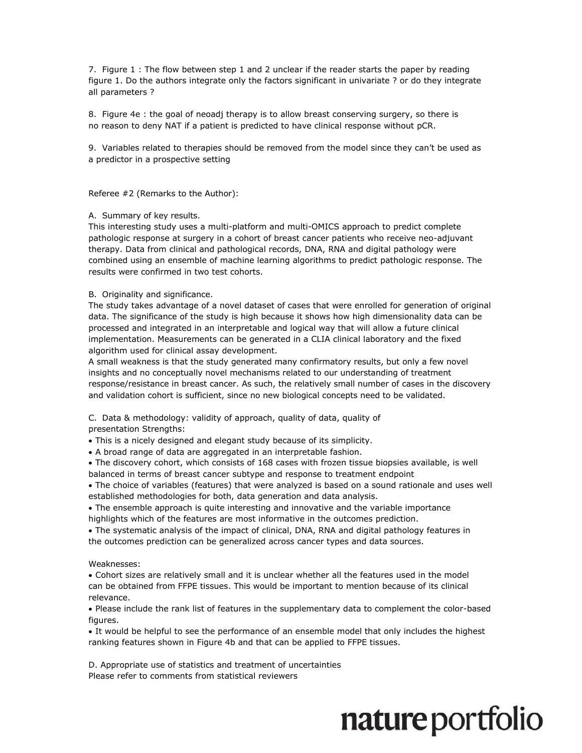7. Figure 1 : The flow between step 1 and 2 unclear if the reader starts the paper by reading figure 1. Do the authors integrate only the factors significant in univariate ? or do they integrate all parameters ?

8. Figure 4e : the goal of neoadj therapy is to allow breast conserving surgery, so there is no reason to deny NAT if a patient is predicted to have clinical response without pCR.

9. Variables related to therapies should be removed from the model since they can't be used as a predictor in a prospective setting

Referee #2 (Remarks to the Author):

A. Summary of key results.
This interesting study uses a multi-platform and multi-OMICS approach to predict complete pathologic response at surgery in a cohort of breast cancer patients who receive neo-adjuvant therapy. Data from clinical and pathological records, DNA, RNA and digital pathology were combined using an ensemble of machine learning algorithms to predict pathologic response. The results were confirmed in two test cohorts.

B. Originality and significance.
The study takes advantage of a novel dataset of cases that were enrolled for generation of original data. The significance of the study is high because it shows how high dimensionality data can be processed and integrated in an interpretable and logical way that will allow a future clinical implementation. Measurements can be generated in a CLIA clinical laboratory and the fixed algorithm used for clinical assay development.
A small weakness is that the study generated many confirmatory results, but only a few novel insights and no conceptually novel mechanisms related to our understanding of treatment response/resistance in breast cancer. As such, the relatively small number of cases in the discovery and validation cohort is sufficient, since no new biological concepts need to be validated.

C. Data & methodology: validity of approach, quality of data, quality of presentation Strengths:

- This is a nicely designed and elegant study because of its simplicity.
- A broad range of data are aggregated in an interpretable fashion.
- The discovery cohort, which consists of 168 cases with frozen tissue biopsies available, is well balanced in terms of breast cancer subtype and response to treatment endpoint
- The choice of variables (features) that were analyzed is based on a sound rationale and uses well established methodologies for both, data generation and data analysis.
- The ensemble approach is quite interesting and innovative and the variable importance highlights which of the features are most informative in the outcomes prediction.
- The systematic analysis of the impact of clinical, DNA, RNA and digital pathology features in the outcomes prediction can be generalized across cancer types and data sources.

Weaknesses:

- Cohort sizes are relatively small and it is unclear whether all the features used in the model can be obtained from FFPE tissues. This would be important to mention because of its clinical relevance.
- Please include the rank list of features in the supplementary data to complement the color-based figures.
- It would be helpful to see the performance of an ensemble model that only includes the highest ranking features shown in Figure 4b and that can be applied to FFPE tissues.

D. Appropriate use of statistics and treatment of uncertainties
Please refer to comments from statistical reviewers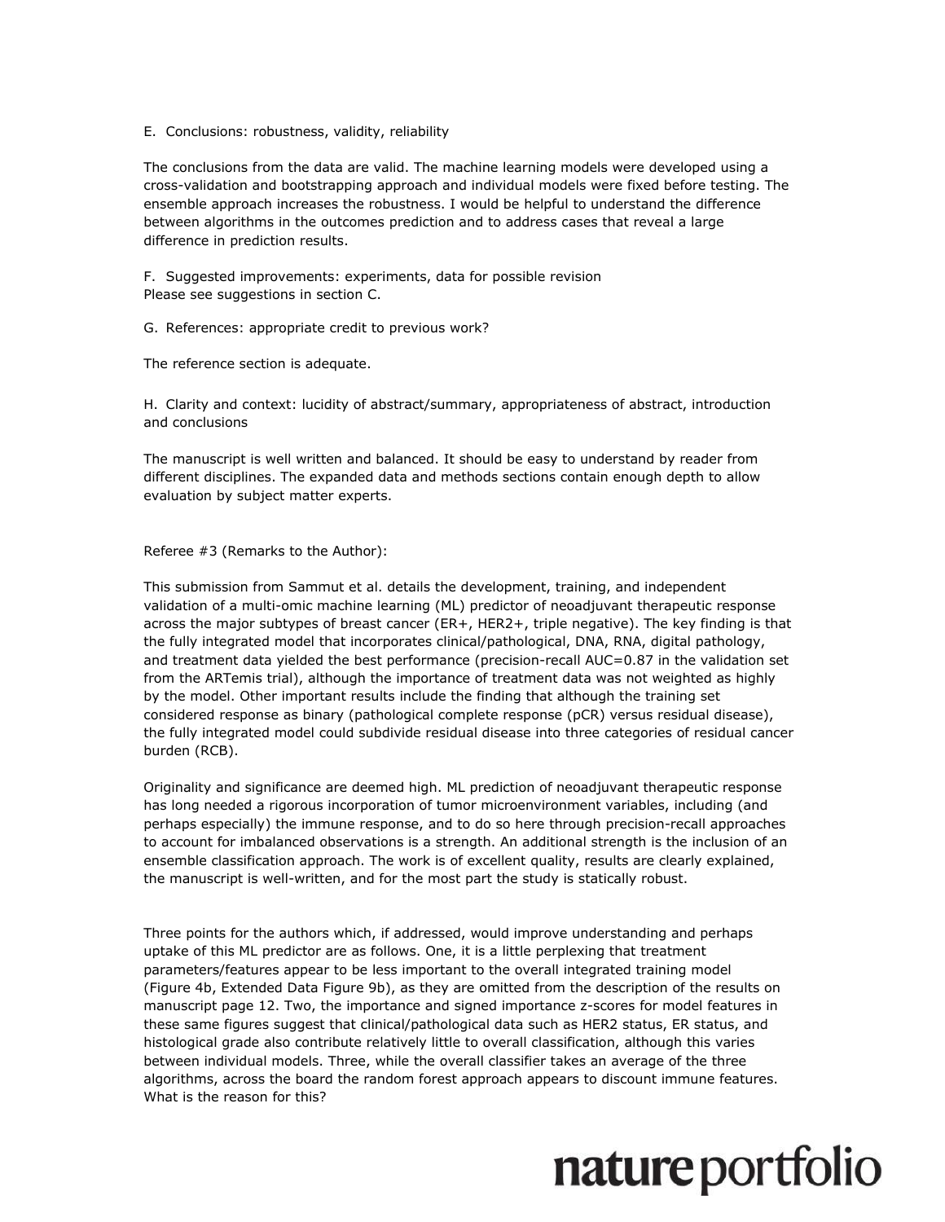E. Conclusions: robustness, validity, reliability

The conclusions from the data are valid. The machine learning models were developed using a cross-validation and bootstrapping approach and individual models were fixed before testing. The ensemble approach increases the robustness. I would be helpful to understand the difference between algorithms in the outcomes prediction and to address cases that reveal a large difference in prediction results.

F. Suggested improvements: experiments, data for possible revision
Please see suggestions in section C.

G. References: appropriate credit to previous work?

The reference section is adequate.

H. Clarity and context: lucidity of abstract/summary, appropriateness of abstract, introduction and conclusions

The manuscript is well written and balanced. It should be easy to understand by reader from different disciplines. The expanded data and methods sections contain enough depth to allow evaluation by subject matter experts.

Referee #3 (Remarks to the Author):

This submission from Sammut et al. details the development, training, and independent validation of a multi-omic machine learning (ML) predictor of neoadjuvant therapeutic response across the major subtypes of breast cancer (ER+, HER2+, triple negative). The key finding is that the fully integrated model that incorporates clinical/pathological, DNA, RNA, digital pathology, and treatment data yielded the best performance (precision-recall AUC=0.87 in the validation set from the ARTemis trial), although the importance of treatment data was not weighted as highly by the model. Other important results include the finding that although the training set considered response as binary (pathological complete response (pCR) versus residual disease), the fully integrated model could subdivide residual disease into three categories of residual cancer burden (RCB).

Originality and significance are deemed high. ML prediction of neoadjuvant therapeutic response has long needed a rigorous incorporation of tumor microenvironment variables, including (and perhaps especially) the immune response, and to do so here through precision-recall approaches to account for imbalanced observations is a strength. An additional strength is the inclusion of an ensemble classification approach. The work is of excellent quality, results are clearly explained, the manuscript is well-written, and for the most part the study is statically robust.

Three points for the authors which, if addressed, would improve understanding and perhaps uptake of this ML predictor are as follows. One, it is a little perplexing that treatment parameters/features appear to be less important to the overall integrated training model (Figure 4b, Extended Data Figure 9b), as they are omitted from the description of the results on manuscript page 12. Two, the importance and signed importance z-scores for model features in these same figures suggest that clinical/pathological data such as HER2 status, ER status, and histological grade also contribute relatively little to overall classification, although this varies between individual models. Three, while the overall classifier takes an average of the three algorithms, across the board the random forest approach appears to discount immune features. What is the reason for this?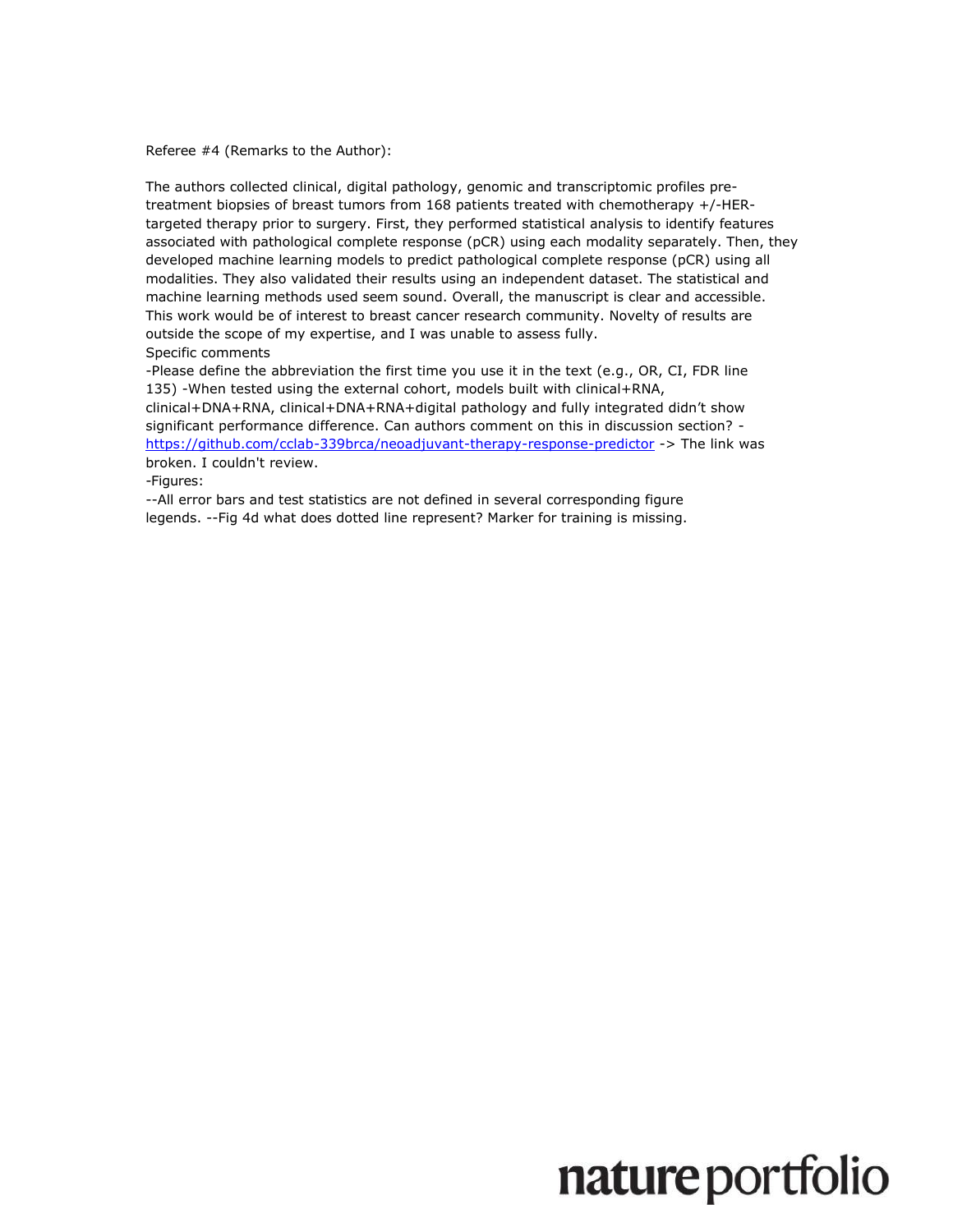Referee #4 (Remarks to the Author):

The authors collected clinical, digital pathology, genomic and transcriptomic profiles pre-treatment biopsies of breast tumors from 168 patients treated with chemotherapy +/-HER-targeted therapy prior to surgery. First, they performed statistical analysis to identify features associated with pathological complete response (pCR) using each modality separately. Then, they developed machine learning models to predict pathological complete response (pCR) using all modalities. They also validated their results using an independent dataset. The statistical and machine learning methods used seem sound. Overall, the manuscript is clear and accessible. This work would be of interest to breast cancer research community. Novelty of results are outside the scope of my expertise, and I was unable to assess fully.

Specific comments

-Please define the abbreviation the first time you use it in the text (e.g., OR, CI, FDR line 135) -When tested using the external cohort, models built with clinical+RNA, clinical+DNA+RNA, clinical+DNA+RNA+digital pathology and fully integrated didn't show significant performance difference. Can authors comment on this in discussion section? - https://github.com/cclab-339brca/neoadjuvant-therapy-response-predictor -> The link was broken. I couldn't review.

-Figures:

--All error bars and test statistics are not defined in several corresponding figure legends. --Fig 4d what does dotted line represent? Marker for training is missing.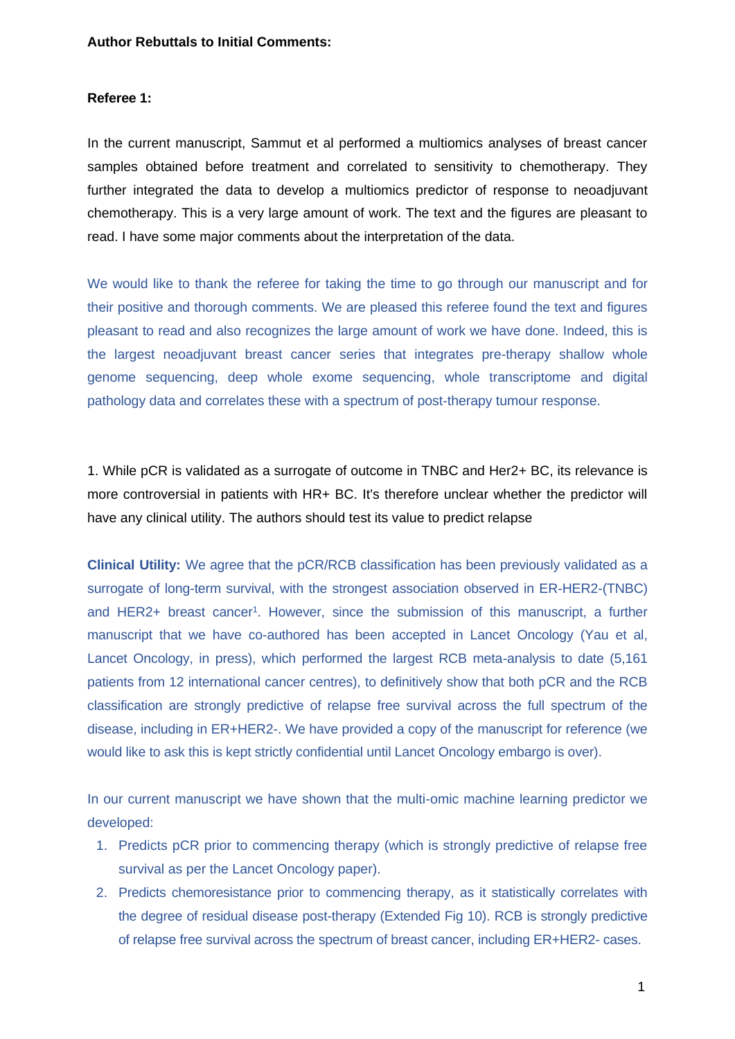**Author Rebuttals to Initial Comments:**

**Referee 1:**

In the current manuscript, Sammut et al performed a multiomics analyses of breast cancer samples obtained before treatment and correlated to sensitivity to chemotherapy. They further integrated the data to develop a multiomics predictor of response to neoadjuvant chemotherapy. This is a very large amount of work. The text and the figures are pleasant to read. I have some major comments about the interpretation of the data.

We would like to thank the referee for taking the time to go through our manuscript and for their positive and thorough comments. We are pleased this referee found the text and figures pleasant to read and also recognizes the large amount of work we have done. Indeed, this is the largest neoadjuvant breast cancer series that integrates pre-therapy shallow whole genome sequencing, deep whole exome sequencing, whole transcriptome and digital pathology data and correlates these with a spectrum of post-therapy tumour response.

1. While pCR is validated as a surrogate of outcome in TNBC and Her2+ BC, its relevance is more controversial in patients with HR+ BC. It's therefore unclear whether the predictor will have any clinical utility. The authors should test its value to predict relapse

**Clinical Utility:** We agree that the pCR/RCB classification has been previously validated as a surrogate of long-term survival, with the strongest association observed in ER-HER2-(TNBC) and HER2+ breast cancer[1]. However, since the submission of this manuscript, a further manuscript that we have co-authored has been accepted in Lancet Oncology (Yau et al, Lancet Oncology, in press), which performed the largest RCB meta-analysis to date (5,161 patients from 12 international cancer centres), to definitively show that both pCR and the RCB classification are strongly predictive of relapse free survival across the full spectrum of the disease, including in ER+HER2-. We have provided a copy of the manuscript for reference (we would like to ask this is kept strictly confidential until Lancet Oncology embargo is over).

In our current manuscript we have shown that the multi-omic machine learning predictor we developed:

1. Predicts pCR prior to commencing therapy (which is strongly predictive of relapse free survival as per the Lancet Oncology paper).
2. Predicts chemoresistance prior to commencing therapy, as it statistically correlates with the degree of residual disease post-therapy (Extended Fig 10). RCB is strongly predictive of relapse free survival across the spectrum of breast cancer, including ER+HER2- cases.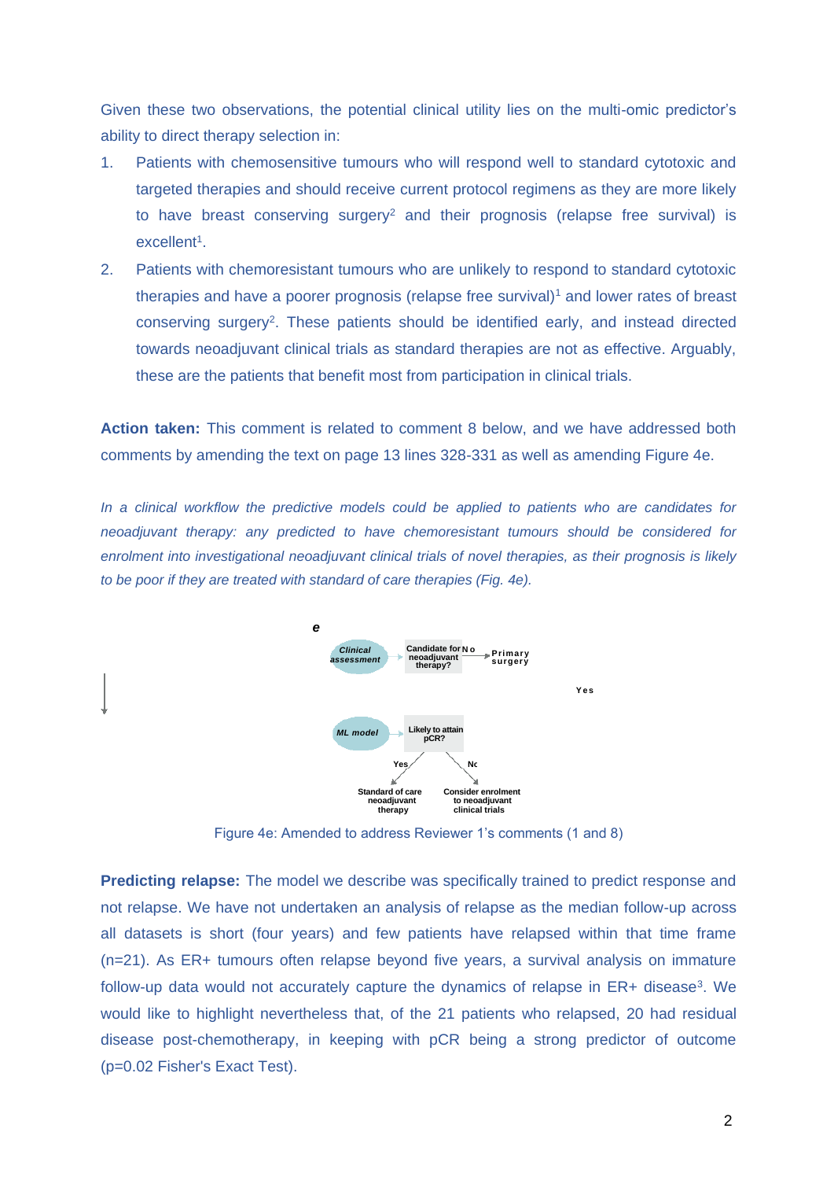Given these two observations, the potential clinical utility lies on the multi-omic predictor's ability to direct therapy selection in:

1. Patients with chemosensitive tumours who will respond well to standard cytotoxic and targeted therapies and should receive current protocol regimens as they are more likely to have breast conserving surgery[2] and their prognosis (relapse free survival) is excellent[1].
2. Patients with chemoresistant tumours who are unlikely to respond to standard cytotoxic therapies and have a poorer prognosis (relapse free survival)[1] and lower rates of breast conserving surgery[2]. These patients should be identified early, and instead directed towards neoadjuvant clinical trials as standard therapies are not as effective. Arguably, these are the patients that benefit most from participation in clinical trials.

**Action taken:** This comment is related to comment 8 below, and we have addressed both comments by amending the text on page 13 lines 328-331 as well as amending Figure 4e.

*In a clinical workflow the predictive models could be applied to patients who are candidates for neoadjuvant therapy: any predicted to have chemoresistant tumours should be considered for enrolment into investigational neoadjuvant clinical trials of novel therapies, as their prognosis is likely to be poor if they are treated with standard of care therapies (Fig. 4e).*

***e***

Clinical assessment → Candidate for neoadjuvant therapy? → No → Primary surgery

Yes

ML model → Likely to attain pCR?

Yes → Standard of care neoadjuvant therapy

No → Consider enrolment to neoadjuvant clinical trials

Figure 4e: Amended to address Reviewer 1's comments (1 and 8)

**Predicting relapse:** The model we describe was specifically trained to predict response and not relapse. We have not undertaken an analysis of relapse as the median follow-up across all datasets is short (four years) and few patients have relapsed within that time frame (n=21). As ER+ tumours often relapse beyond five years, a survival analysis on immature follow-up data would not accurately capture the dynamics of relapse in ER+ disease[3]. We would like to highlight nevertheless that, of the 21 patients who relapsed, 20 had residual disease post-chemotherapy, in keeping with pCR being a strong predictor of outcome ($p=0.02$ Fisher's Exact Test).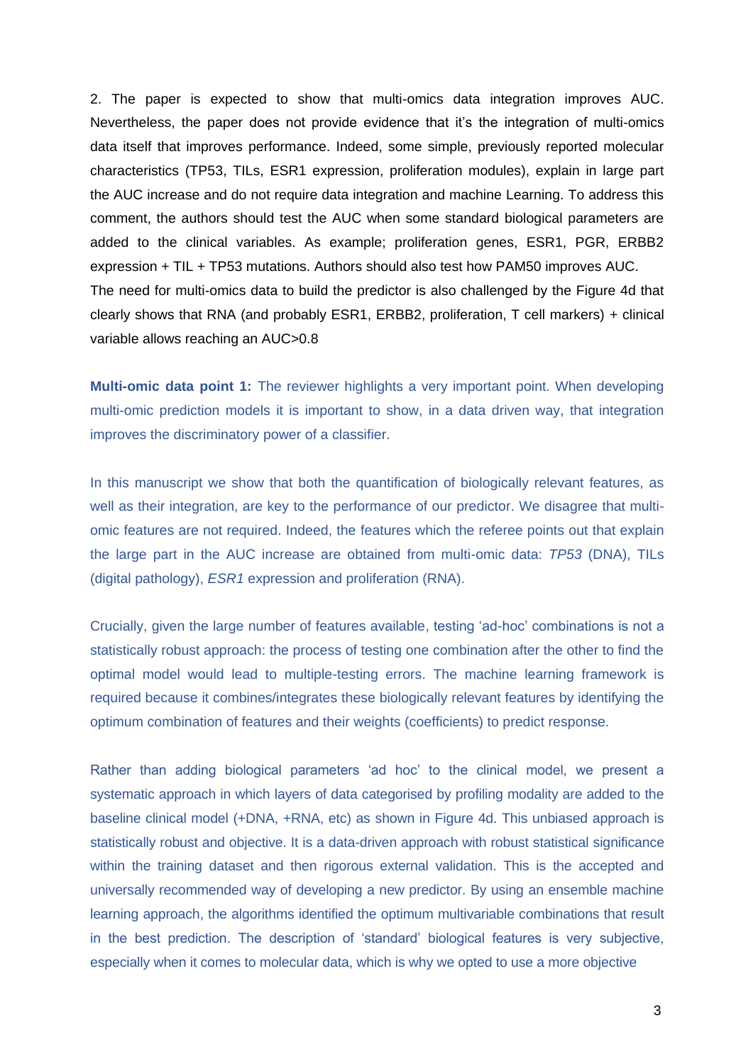2. The paper is expected to show that multi-omics data integration improves AUC. Nevertheless, the paper does not provide evidence that it's the integration of multi-omics data itself that improves performance. Indeed, some simple, previously reported molecular characteristics (TP53, TILs, ESR1 expression, proliferation modules), explain in large part the AUC increase and do not require data integration and machine Learning. To address this comment, the authors should test the AUC when some standard biological parameters are added to the clinical variables. As example; proliferation genes, ESR1, PGR, ERBB2 expression + TIL + TP53 mutations. Authors should also test how PAM50 improves AUC.
The need for multi-omics data to build the predictor is also challenged by the Figure 4d that clearly shows that RNA (and probably ESR1, ERBB2, proliferation, T cell markers) + clinical variable allows reaching an AUC>0.8

**Multi-omic data point 1:** The reviewer highlights a very important point. When developing multi-omic prediction models it is important to show, in a data driven way, that integration improves the discriminatory power of a classifier.

In this manuscript we show that both the quantification of biologically relevant features, as well as their integration, are key to the performance of our predictor. We disagree that multi-omic features are not required. Indeed, the features which the referee points out that explain the large part in the AUC increase are obtained from multi-omic data: *TP53* (DNA), TILs (digital pathology), *ESR1* expression and proliferation (RNA).

Crucially, given the large number of features available, testing 'ad-hoc' combinations is not a statistically robust approach: the process of testing one combination after the other to find the optimal model would lead to multiple-testing errors. The machine learning framework is required because it combines/integrates these biologically relevant features by identifying the optimum combination of features and their weights (coefficients) to predict response.

Rather than adding biological parameters 'ad hoc' to the clinical model, we present a systematic approach in which layers of data categorised by profiling modality are added to the baseline clinical model (+DNA, +RNA, etc) as shown in Figure 4d. This unbiased approach is statistically robust and objective. It is a data-driven approach with robust statistical significance within the training dataset and then rigorous external validation. This is the accepted and universally recommended way of developing a new predictor. By using an ensemble machine learning approach, the algorithms identified the optimum multivariable combinations that result in the best prediction. The description of 'standard' biological features is very subjective, especially when it comes to molecular data, which is why we opted to use a more objective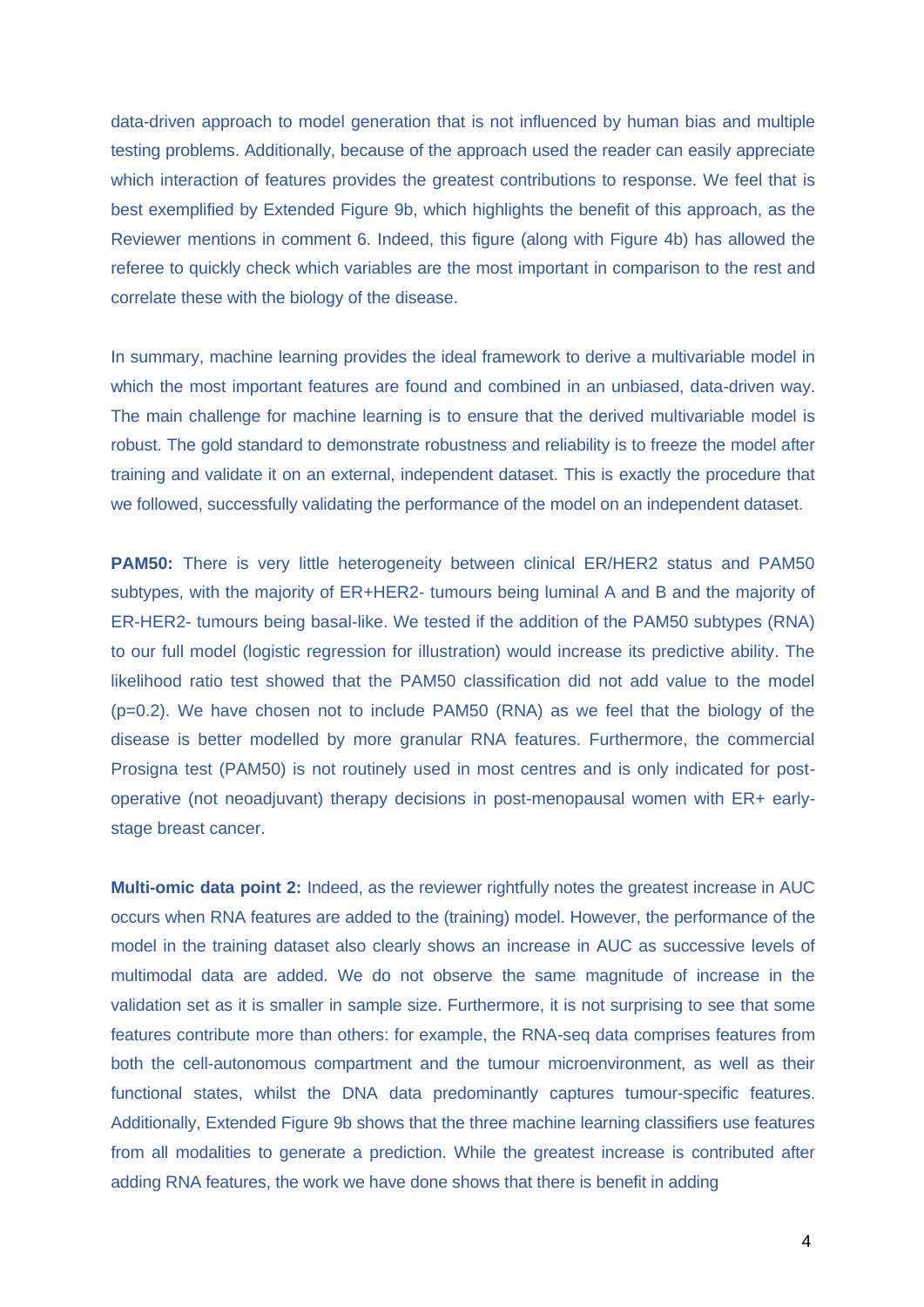data-driven approach to model generation that is not influenced by human bias and multiple testing problems. Additionally, because of the approach used the reader can easily appreciate which interaction of features provides the greatest contributions to response. We feel that is best exemplified by Extended Figure 9b, which highlights the benefit of this approach, as the Reviewer mentions in comment 6. Indeed, this figure (along with Figure 4b) has allowed the referee to quickly check which variables are the most important in comparison to the rest and correlate these with the biology of the disease.

In summary, machine learning provides the ideal framework to derive a multivariable model in which the most important features are found and combined in an unbiased, data-driven way. The main challenge for machine learning is to ensure that the derived multivariable model is robust. The gold standard to demonstrate robustness and reliability is to freeze the model after training and validate it on an external, independent dataset. This is exactly the procedure that we followed, successfully validating the performance of the model on an independent dataset.

**PAM50:** There is very little heterogeneity between clinical ER/HER2 status and PAM50 subtypes, with the majority of ER+HER2- tumours being luminal A and B and the majority of ER-HER2- tumours being basal-like. We tested if the addition of the PAM50 subtypes (RNA) to our full model (logistic regression for illustration) would increase its predictive ability. The likelihood ratio test showed that the PAM50 classification did not add value to the model ($p=0.2$). We have chosen not to include PAM50 (RNA) as we feel that the biology of the disease is better modelled by more granular RNA features. Furthermore, the commercial Prosigna test (PAM50) is not routinely used in most centres and is only indicated for post-operative (not neoadjuvant) therapy decisions in post-menopausal women with ER+ early-stage breast cancer.

**Multi-omic data point 2:** Indeed, as the reviewer rightfully notes the greatest increase in AUC occurs when RNA features are added to the (training) model. However, the performance of the model in the training dataset also clearly shows an increase in AUC as successive levels of multimodal data are added. We do not observe the same magnitude of increase in the validation set as it is smaller in sample size. Furthermore, it is not surprising to see that some features contribute more than others: for example, the RNA-seq data comprises features from both the cell-autonomous compartment and the tumour microenvironment, as well as their functional states, whilst the DNA data predominantly captures tumour-specific features. Additionally, Extended Figure 9b shows that the three machine learning classifiers use features from all modalities to generate a prediction. While the greatest increase is contributed after adding RNA features, the work we have done shows that there is benefit in adding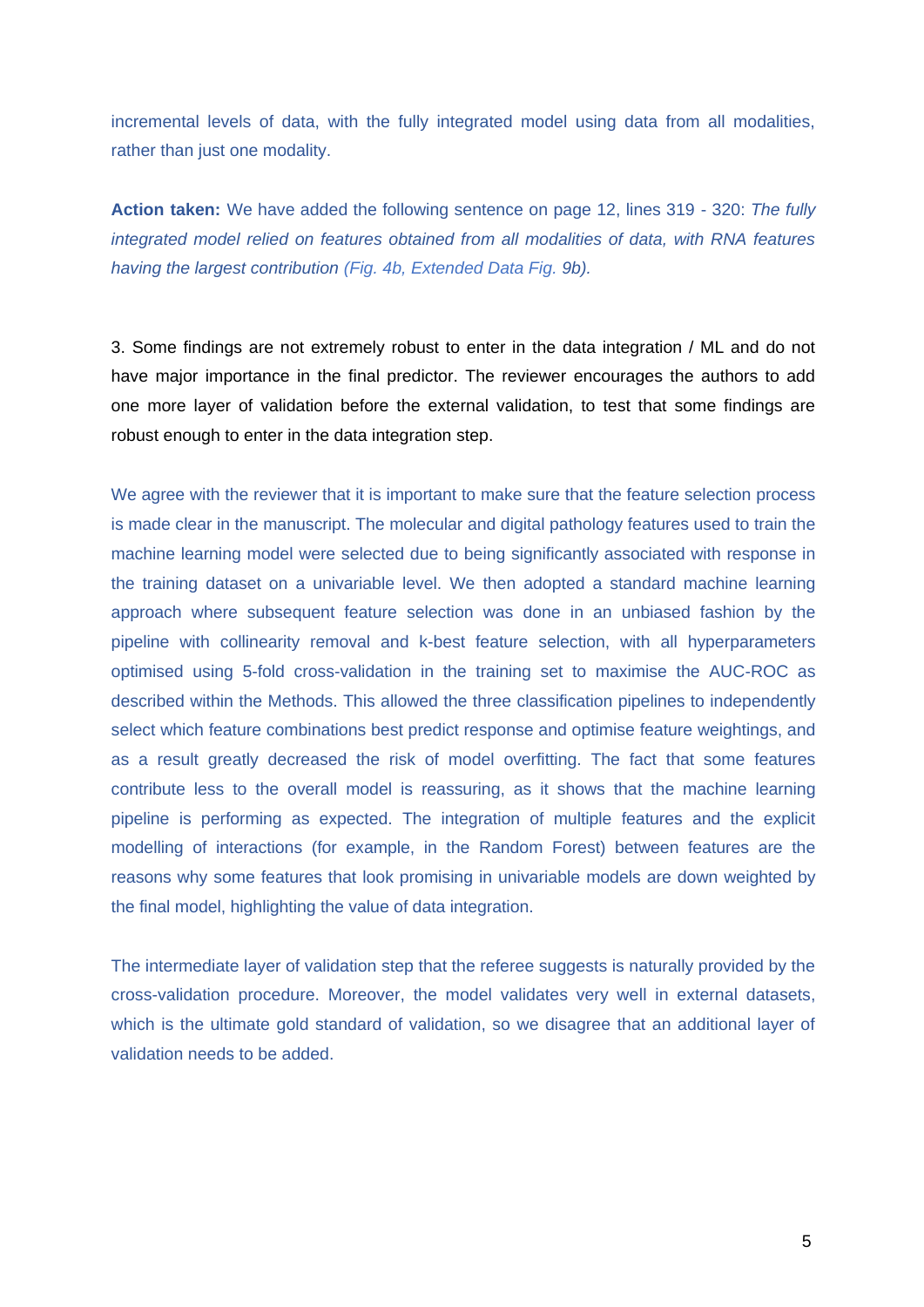incremental levels of data, with the fully integrated model using data from all modalities, rather than just one modality.

**Action taken:** We have added the following sentence on page 12, lines 319 - 320: *The fully integrated model relied on features obtained from all modalities of data, with RNA features having the largest contribution (Fig. 4b, Extended Data Fig. 9b).*

3. Some findings are not extremely robust to enter in the data integration / ML and do not have major importance in the final predictor. The reviewer encourages the authors to add one more layer of validation before the external validation, to test that some findings are robust enough to enter in the data integration step.

We agree with the reviewer that it is important to make sure that the feature selection process is made clear in the manuscript. The molecular and digital pathology features used to train the machine learning model were selected due to being significantly associated with response in the training dataset on a univariable level. We then adopted a standard machine learning approach where subsequent feature selection was done in an unbiased fashion by the pipeline with collinearity removal and k-best feature selection, with all hyperparameters optimised using 5-fold cross-validation in the training set to maximise the AUC-ROC as described within the Methods. This allowed the three classification pipelines to independently select which feature combinations best predict response and optimise feature weightings, and as a result greatly decreased the risk of model overfitting. The fact that some features contribute less to the overall model is reassuring, as it shows that the machine learning pipeline is performing as expected. The integration of multiple features and the explicit modelling of interactions (for example, in the Random Forest) between features are the reasons why some features that look promising in univariable models are down weighted by the final model, highlighting the value of data integration.

The intermediate layer of validation step that the referee suggests is naturally provided by the cross-validation procedure. Moreover, the model validates very well in external datasets, which is the ultimate gold standard of validation, so we disagree that an additional layer of validation needs to be added.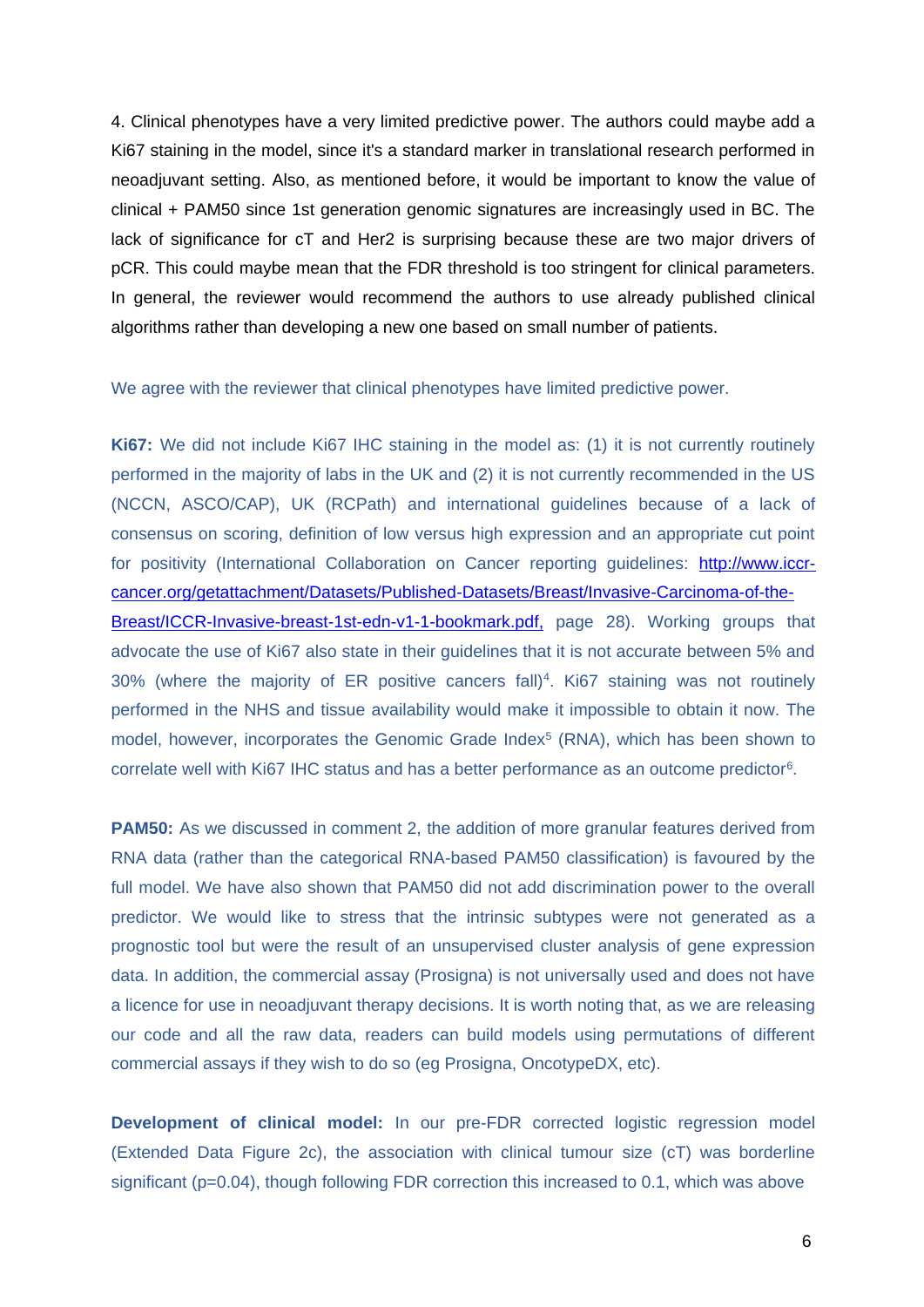4. Clinical phenotypes have a very limited predictive power. The authors could maybe add a Ki67 staining in the model, since it's a standard marker in translational research performed in neoadjuvant setting. Also, as mentioned before, it would be important to know the value of clinical + PAM50 since 1st generation genomic signatures are increasingly used in BC. The lack of significance for cT and Her2 is surprising because these are two major drivers of pCR. This could maybe mean that the FDR threshold is too stringent for clinical parameters. In general, the reviewer would recommend the authors to use already published clinical algorithms rather than developing a new one based on small number of patients.

We agree with the reviewer that clinical phenotypes have limited predictive power.

**Ki67:** We did not include Ki67 IHC staining in the model as: (1) it is not currently routinely performed in the majority of labs in the UK and (2) it is not currently recommended in the US (NCCN, ASCO/CAP), UK (RCPath) and international guidelines because of a lack of consensus on scoring, definition of low versus high expression and an appropriate cut point for positivity (International Collaboration on Cancer reporting guidelines: http://www.iccr-cancer.org/getattachment/Datasets/Published-Datasets/Breast/Invasive-Carcinoma-of-the-Breast/ICCR-Invasive-breast-1st-edn-v1-1-bookmark.pdf, page 28). Working groups that advocate the use of Ki67 also state in their guidelines that it is not accurate between 5% and 30% (where the majority of ER positive cancers fall)[4]. Ki67 staining was not routinely performed in the NHS and tissue availability would make it impossible to obtain it now. The model, however, incorporates the Genomic Grade Index[5] (RNA), which has been shown to correlate well with Ki67 IHC status and has a better performance as an outcome predictor[6].

**PAM50:** As we discussed in comment 2, the addition of more granular features derived from RNA data (rather than the categorical RNA-based PAM50 classification) is favoured by the full model. We have also shown that PAM50 did not add discrimination power to the overall predictor. We would like to stress that the intrinsic subtypes were not generated as a prognostic tool but were the result of an unsupervised cluster analysis of gene expression data. In addition, the commercial assay (Prosigna) is not universally used and does not have a licence for use in neoadjuvant therapy decisions. It is worth noting that, as we are releasing our code and all the raw data, readers can build models using permutations of different commercial assays if they wish to do so (eg Prosigna, OncotypeDX, etc).

**Development of clinical model:** In our pre-FDR corrected logistic regression model (Extended Data Figure 2c), the association with clinical tumour size (cT) was borderline significant (p=0.04), though following FDR correction this increased to 0.1, which was above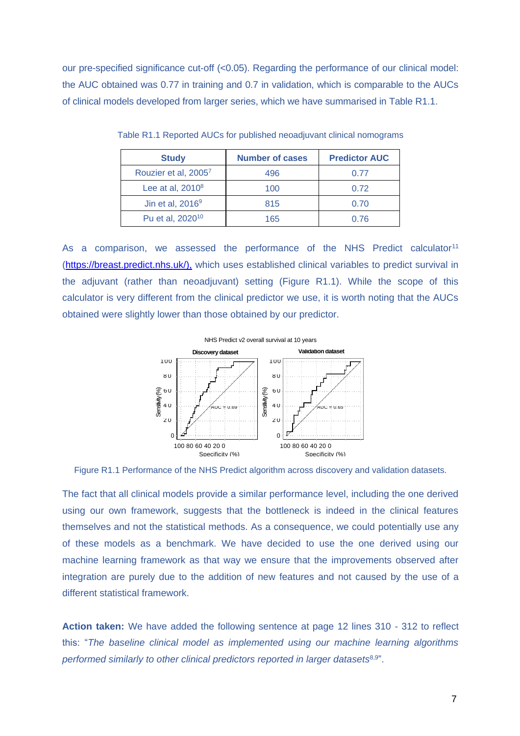our pre-specified significance cut-off (<0.05). Regarding the performance of our clinical model: the AUC obtained was 0.77 in training and 0.7 in validation, which is comparable to the AUCs of clinical models developed from larger series, which we have summarised in Table R1.1.

Table R1.1 Reported AUCs for published neoadjuvant clinical nomograms

| Study | Number of cases | Predictor AUC |
|---|---|---|
| Rouzier et al, 2005[7] | 496 | 0.77 |
| Lee at al, 2010[8] | 100 | 0.72 |
| Jin et al, 2016[9] | 815 | 0.70 |
| Pu et al, 2020[10] | 165 | 0.76 |

As a comparison, we assessed the performance of the NHS Predict calculator[11] (https://breast.predict.nhs.uk/), which uses established clinical variables to predict survival in the adjuvant (rather than neoadjuvant) setting (Figure R1.1). While the scope of this calculator is very different from the clinical predictor we use, it is worth noting that the AUCs obtained were slightly lower than those obtained by our predictor.

Figure R1.1 Performance of the NHS Predict algorithm across discovery and validation datasets.

The fact that all clinical models provide a similar performance level, including the one derived using our own framework, suggests that the bottleneck is indeed in the clinical features themselves and not the statistical methods. As a consequence, we could potentially use any of these models as a benchmark. We have decided to use the one derived using our machine learning framework as that way we ensure that the improvements observed after integration are purely due to the addition of new features and not caused by the use of a different statistical framework.

**Action taken:** We have added the following sentence at page 12 lines 310 - 312 to reflect this: "*The baseline clinical model as implemented using our machine learning algorithms performed similarly to other clinical predictors reported in larger datasets*[8,9]".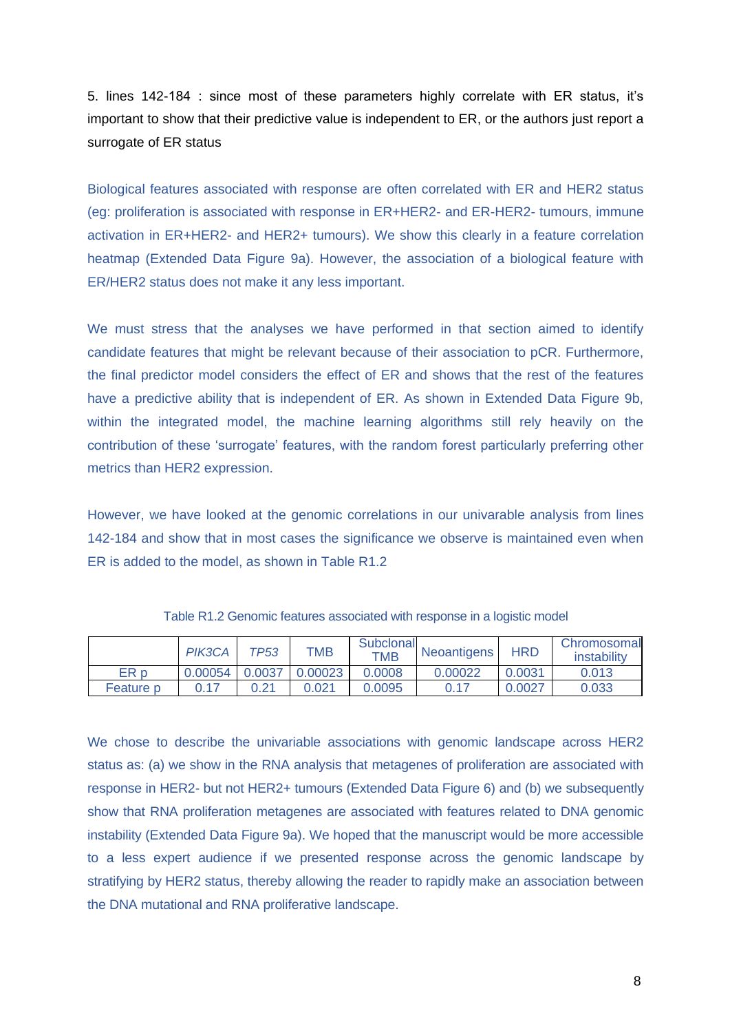5. lines 142-184 : since most of these parameters highly correlate with ER status, it's important to show that their predictive value is independent to ER, or the authors just report a surrogate of ER status

Biological features associated with response are often correlated with ER and HER2 status (eg: proliferation is associated with response in ER+HER2- and ER-HER2- tumours, immune activation in ER+HER2- and HER2+ tumours). We show this clearly in a feature correlation heatmap (Extended Data Figure 9a). However, the association of a biological feature with ER/HER2 status does not make it any less important.

We must stress that the analyses we have performed in that section aimed to identify candidate features that might be relevant because of their association to pCR. Furthermore, the final predictor model considers the effect of ER and shows that the rest of the features have a predictive ability that is independent of ER. As shown in Extended Data Figure 9b, within the integrated model, the machine learning algorithms still rely heavily on the contribution of these 'surrogate' features, with the random forest particularly preferring other metrics than HER2 expression.

However, we have looked at the genomic correlations in our univarable analysis from lines 142-184 and show that in most cases the significance we observe is maintained even when ER is added to the model, as shown in Table R1.2

Table R1.2 Genomic features associated with response in a logistic model

| | *PIK3CA* | *TP53* | TMB | Subclonal TMB | Neoantigens | HRD | Chromosomal instability |
|---|---|---|---|---|---|---|---|
| ER p | 0.00054 | 0.0037 | 0.00023 | 0.0008 | 0.00022 | 0.0031 | 0.013 |
| Feature p | 0.17 | 0.21 | 0.021 | 0.0095 | 0.17 | 0.0027 | 0.033 |

We chose to describe the univariable associations with genomic landscape across HER2 status as: (a) we show in the RNA analysis that metagenes of proliferation are associated with response in HER2- but not HER2+ tumours (Extended Data Figure 6) and (b) we subsequently show that RNA proliferation metagenes are associated with features related to DNA genomic instability (Extended Data Figure 9a). We hoped that the manuscript would be more accessible to a less expert audience if we presented response across the genomic landscape by stratifying by HER2 status, thereby allowing the reader to rapidly make an association between the DNA mutational and RNA proliferative landscape.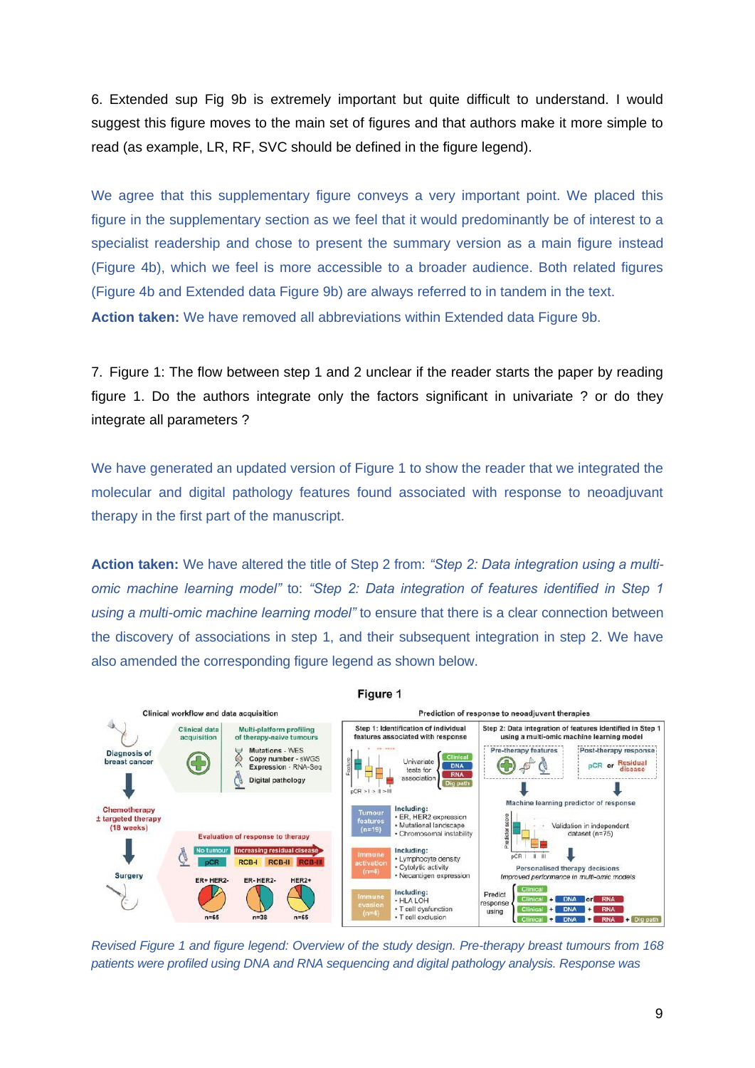6. Extended sup Fig 9b is extremely important but quite difficult to understand. I would suggest this figure moves to the main set of figures and that authors make it more simple to read (as example, LR, RF, SVC should be defined in the figure legend).

We agree that this supplementary figure conveys a very important point. We placed this figure in the supplementary section as we feel that it would predominantly be of interest to a specialist readership and chose to present the summary version as a main figure instead (Figure 4b), which we feel is more accessible to a broader audience. Both related figures (Figure 4b and Extended data Figure 9b) are always referred to in tandem in the text.

**Action taken:** We have removed all abbreviations within Extended data Figure 9b.

7. Figure 1: The flow between step 1 and 2 unclear if the reader starts the paper by reading figure 1. Do the authors integrate only the factors significant in univariate ? or do they integrate all parameters ?

We have generated an updated version of Figure 1 to show the reader that we integrated the molecular and digital pathology features found associated with response to neoadjuvant therapy in the first part of the manuscript.

**Action taken:** We have altered the title of Step 2 from: *"Step 2: Data integration using a multi-omic machine learning model"* to: *"Step 2: Data integration of features identified in Step 1 using a multi-omic machine learning model"* to ensure that there is a clear connection between the discovery of associations in step 1, and their subsequent integration in step 2. We have also amended the corresponding figure legend as shown below.

**Figure 1**

*Revised Figure 1 and figure legend: Overview of the study design. Pre-therapy breast tumours from 168 patients were profiled using DNA and RNA sequencing and digital pathology analysis. Response was*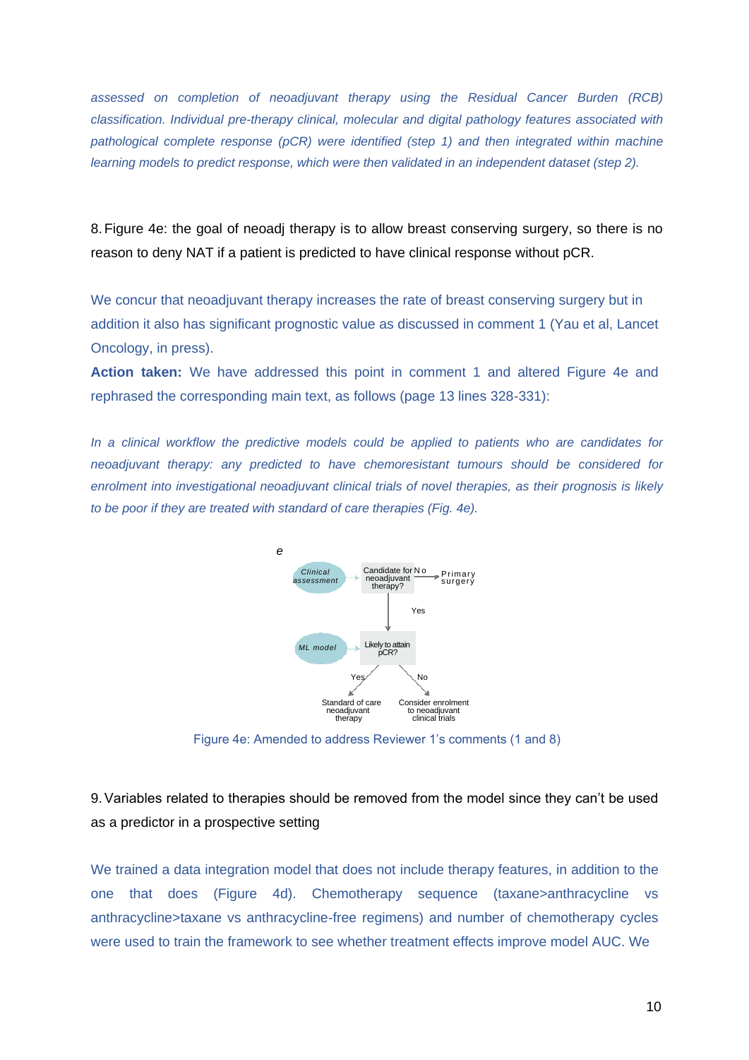*assessed on completion of neoadjuvant therapy using the Residual Cancer Burden (RCB) classification. Individual pre-therapy clinical, molecular and digital pathology features associated with pathological complete response (pCR) were identified (step 1) and then integrated within machine learning models to predict response, which were then validated in an independent dataset (step 2).*

8. Figure 4e: the goal of neoadj therapy is to allow breast conserving surgery, so there is no reason to deny NAT if a patient is predicted to have clinical response without pCR.

We concur that neoadjuvant therapy increases the rate of breast conserving surgery but in addition it also has significant prognostic value as discussed in comment 1 (Yau et al, Lancet Oncology, in press).

**Action taken:** We have addressed this point in comment 1 and altered Figure 4e and rephrased the corresponding main text, as follows (page 13 lines 328-331):

*In a clinical workflow the predictive models could be applied to patients who are candidates for neoadjuvant therapy: any predicted to have chemoresistant tumours should be considered for enrolment into investigational neoadjuvant clinical trials of novel therapies, as their prognosis is likely to be poor if they are treated with standard of care therapies (Fig. 4e).*

*e*

Clinical assessment → Candidate for neoadjuvant therapy? — No → Primary surgery

Yes ↓

ML model → Likely to attain pCR?

Yes → Standard of care neoadjuvant therapy

No → Consider enrolment to neoadjuvant clinical trials

Figure 4e: Amended to address Reviewer 1's comments (1 and 8)

9. Variables related to therapies should be removed from the model since they can't be used as a predictor in a prospective setting

We trained a data integration model that does not include therapy features, in addition to the one that does (Figure 4d). Chemotherapy sequence (taxane>anthracycline vs anthracycline>taxane vs anthracycline-free regimens) and number of chemotherapy cycles were used to train the framework to see whether treatment effects improve model AUC. We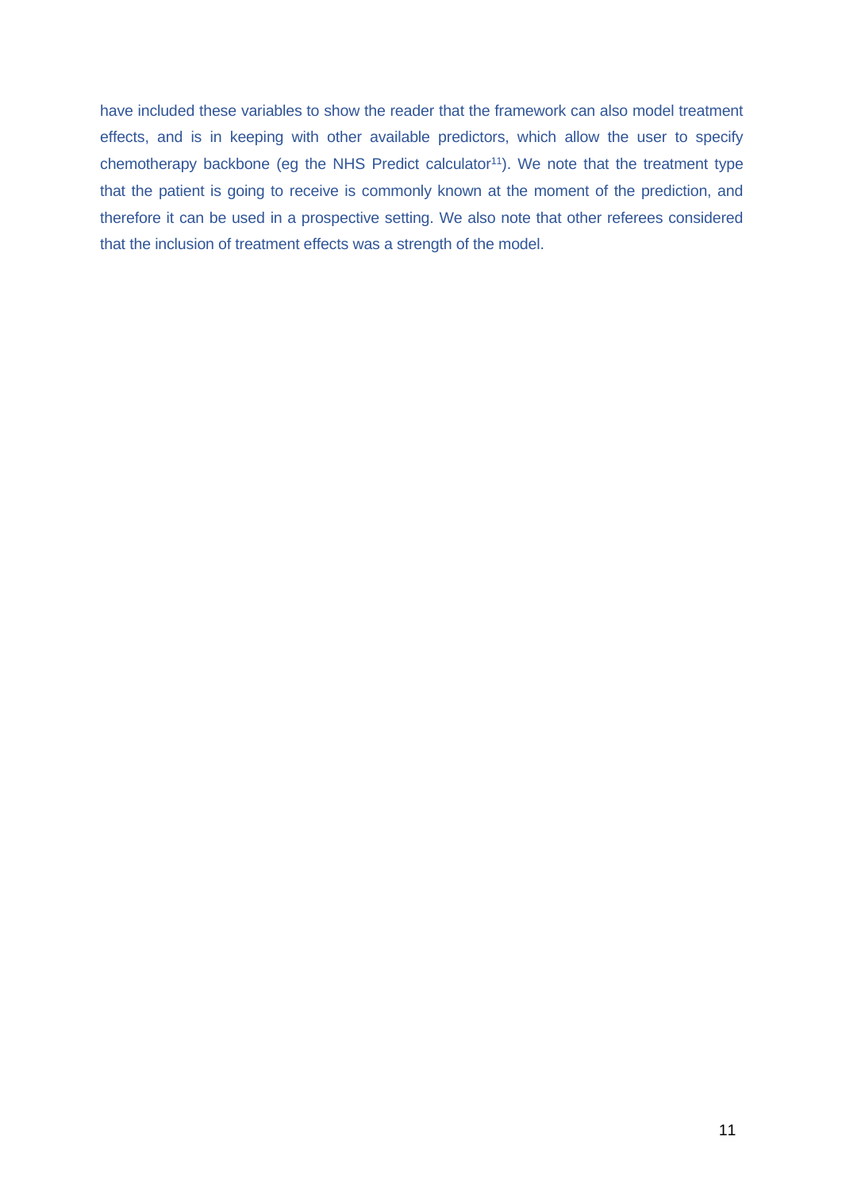have included these variables to show the reader that the framework can also model treatment effects, and is in keeping with other available predictors, which allow the user to specify chemotherapy backbone (eg the NHS Predict calculator[11]). We note that the treatment type that the patient is going to receive is commonly known at the moment of the prediction, and therefore it can be used in a prospective setting. We also note that other referees considered that the inclusion of treatment effects was a strength of the model.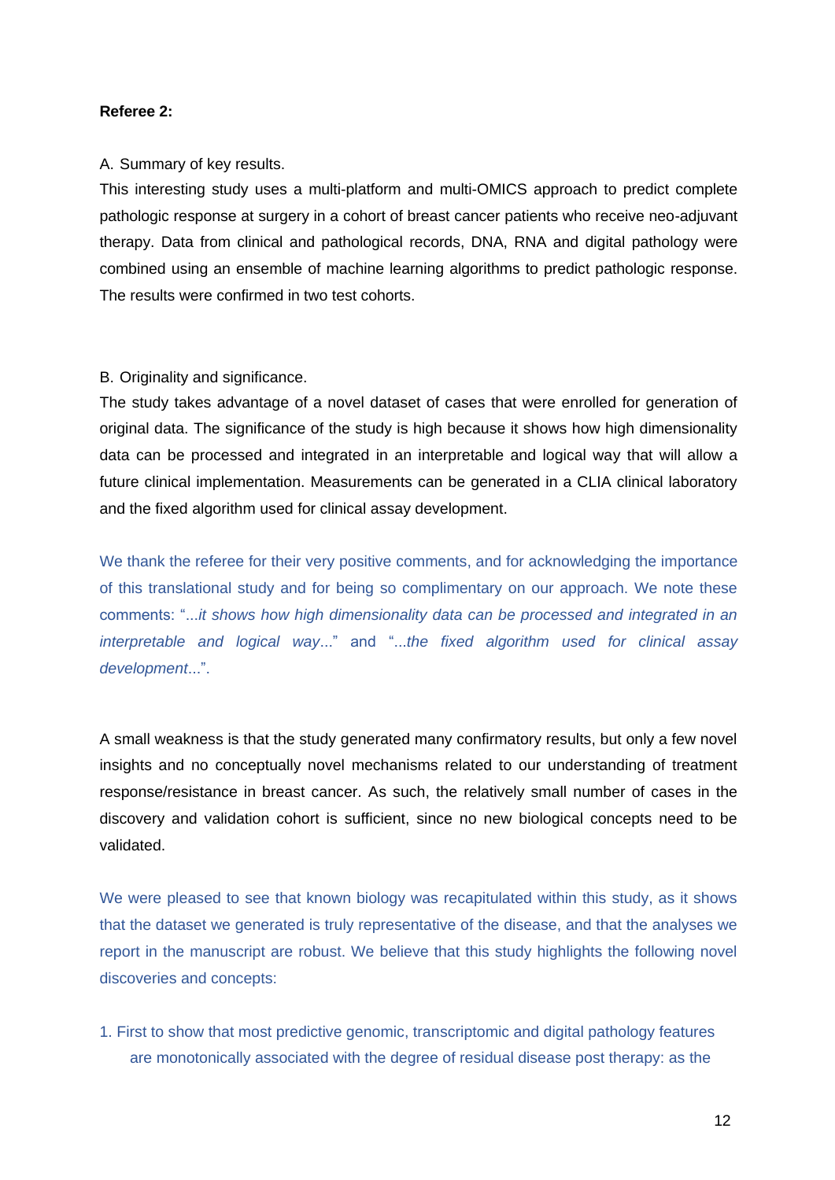**Referee 2:**

A. Summary of key results.

This interesting study uses a multi-platform and multi-OMICS approach to predict complete pathologic response at surgery in a cohort of breast cancer patients who receive neo-adjuvant therapy. Data from clinical and pathological records, DNA, RNA and digital pathology were combined using an ensemble of machine learning algorithms to predict pathologic response. The results were confirmed in two test cohorts.

B. Originality and significance.

The study takes advantage of a novel dataset of cases that were enrolled for generation of original data. The significance of the study is high because it shows how high dimensionality data can be processed and integrated in an interpretable and logical way that will allow a future clinical implementation. Measurements can be generated in a CLIA clinical laboratory and the fixed algorithm used for clinical assay development.

We thank the referee for their very positive comments, and for acknowledging the importance of this translational study and for being so complimentary on our approach. We note these comments: "*...it shows how high dimensionality data can be processed and integrated in an interpretable and logical way...*" and "*...the fixed algorithm used for clinical assay development...*".

A small weakness is that the study generated many confirmatory results, but only a few novel insights and no conceptually novel mechanisms related to our understanding of treatment response/resistance in breast cancer. As such, the relatively small number of cases in the discovery and validation cohort is sufficient, since no new biological concepts need to be validated.

We were pleased to see that known biology was recapitulated within this study, as it shows that the dataset we generated is truly representative of the disease, and that the analyses we report in the manuscript are robust. We believe that this study highlights the following novel discoveries and concepts:

1. First to show that most predictive genomic, transcriptomic and digital pathology features are monotonically associated with the degree of residual disease post therapy: as the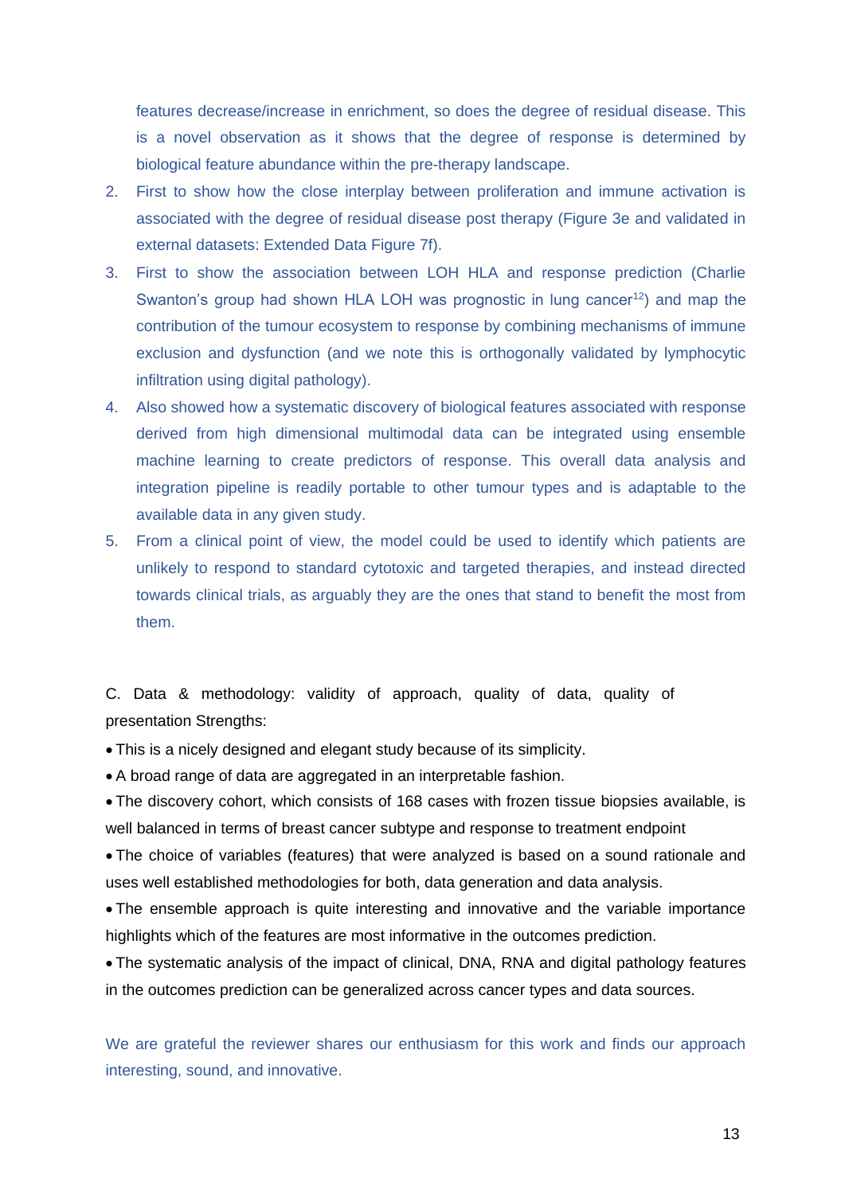features decrease/increase in enrichment, so does the degree of residual disease. This is a novel observation as it shows that the degree of response is determined by biological feature abundance within the pre-therapy landscape.

2. First to show how the close interplay between proliferation and immune activation is associated with the degree of residual disease post therapy (Figure 3e and validated in external datasets: Extended Data Figure 7f).
3. First to show the association between LOH HLA and response prediction (Charlie Swanton's group had shown HLA LOH was prognostic in lung cancer[12]) and map the contribution of the tumour ecosystem to response by combining mechanisms of immune exclusion and dysfunction (and we note this is orthogonally validated by lymphocytic infiltration using digital pathology).
4. Also showed how a systematic discovery of biological features associated with response derived from high dimensional multimodal data can be integrated using ensemble machine learning to create predictors of response. This overall data analysis and integration pipeline is readily portable to other tumour types and is adaptable to the available data in any given study.
5. From a clinical point of view, the model could be used to identify which patients are unlikely to respond to standard cytotoxic and targeted therapies, and instead directed towards clinical trials, as arguably they are the ones that stand to benefit the most from them.

C. Data & methodology: validity of approach, quality of data, quality of presentation Strengths:

- This is a nicely designed and elegant study because of its simplicity.
- A broad range of data are aggregated in an interpretable fashion.
- The discovery cohort, which consists of 168 cases with frozen tissue biopsies available, is well balanced in terms of breast cancer subtype and response to treatment endpoint
- The choice of variables (features) that were analyzed is based on a sound rationale and uses well established methodologies for both, data generation and data analysis.
- The ensemble approach is quite interesting and innovative and the variable importance highlights which of the features are most informative in the outcomes prediction.
- The systematic analysis of the impact of clinical, DNA, RNA and digital pathology features in the outcomes prediction can be generalized across cancer types and data sources.

We are grateful the reviewer shares our enthusiasm for this work and finds our approach interesting, sound, and innovative.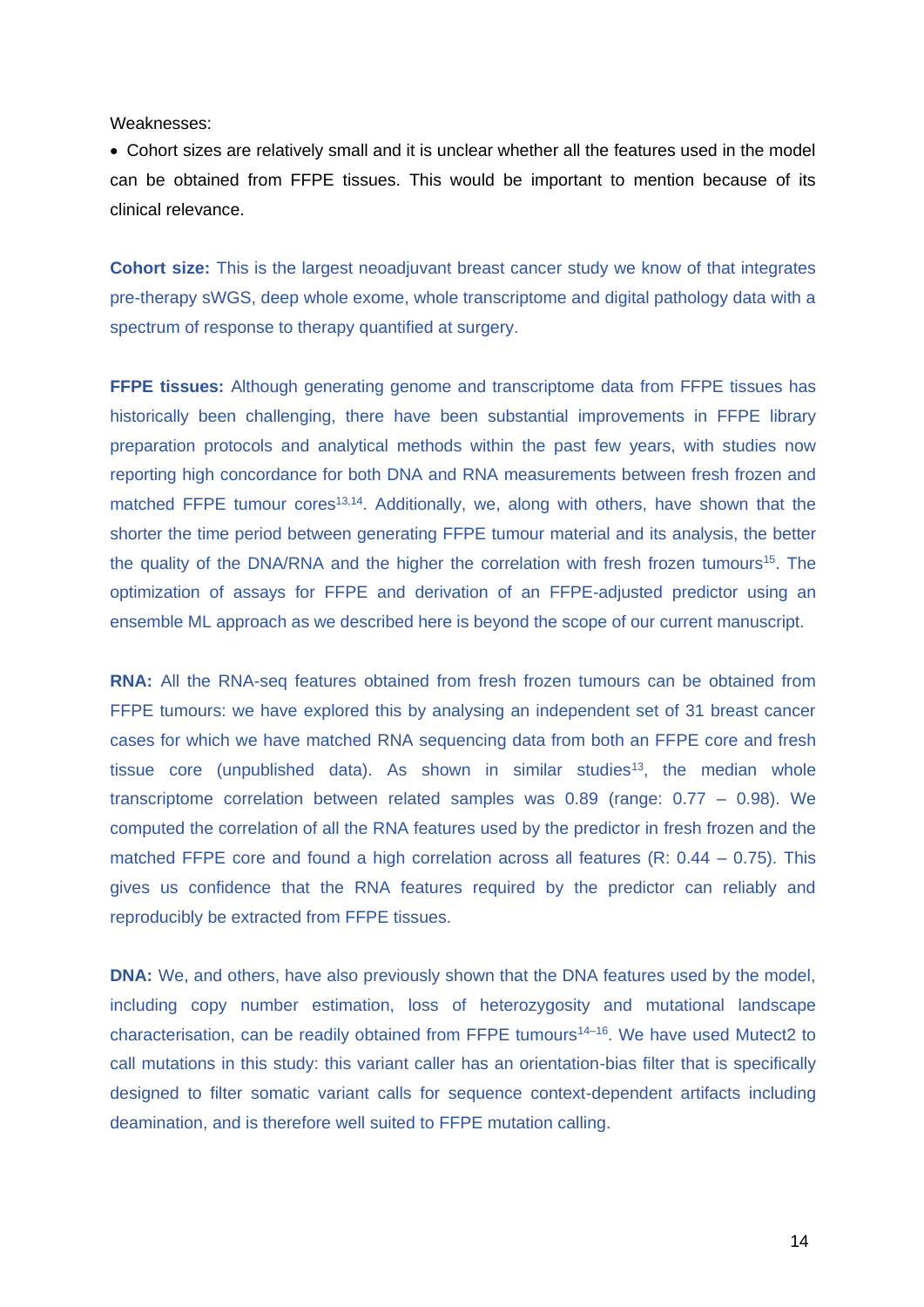Weaknesses:

- Cohort sizes are relatively small and it is unclear whether all the features used in the model can be obtained from FFPE tissues. This would be important to mention because of its clinical relevance.

**Cohort size:** This is the largest neoadjuvant breast cancer study we know of that integrates pre-therapy sWGS, deep whole exome, whole transcriptome and digital pathology data with a spectrum of response to therapy quantified at surgery.

**FFPE tissues:** Although generating genome and transcriptome data from FFPE tissues has historically been challenging, there have been substantial improvements in FFPE library preparation protocols and analytical methods within the past few years, with studies now reporting high concordance for both DNA and RNA measurements between fresh frozen and matched FFPE tumour cores[13,14]. Additionally, we, along with others, have shown that the shorter the time period between generating FFPE tumour material and its analysis, the better the quality of the DNA/RNA and the higher the correlation with fresh frozen tumours[15]. The optimization of assays for FFPE and derivation of an FFPE-adjusted predictor using an ensemble ML approach as we described here is beyond the scope of our current manuscript.

**RNA:** All the RNA-seq features obtained from fresh frozen tumours can be obtained from FFPE tumours: we have explored this by analysing an independent set of 31 breast cancer cases for which we have matched RNA sequencing data from both an FFPE core and fresh tissue core (unpublished data). As shown in similar studies[13], the median whole transcriptome correlation between related samples was 0.89 (range: 0.77 – 0.98). We computed the correlation of all the RNA features used by the predictor in fresh frozen and the matched FFPE core and found a high correlation across all features (R: 0.44 – 0.75). This gives us confidence that the RNA features required by the predictor can reliably and reproducibly be extracted from FFPE tissues.

**DNA:** We, and others, have also previously shown that the DNA features used by the model, including copy number estimation, loss of heterozygosity and mutational landscape characterisation, can be readily obtained from FFPE tumours[14–16]. We have used Mutect2 to call mutations in this study: this variant caller has an orientation-bias filter that is specifically designed to filter somatic variant calls for sequence context-dependent artifacts including deamination, and is therefore well suited to FFPE mutation calling.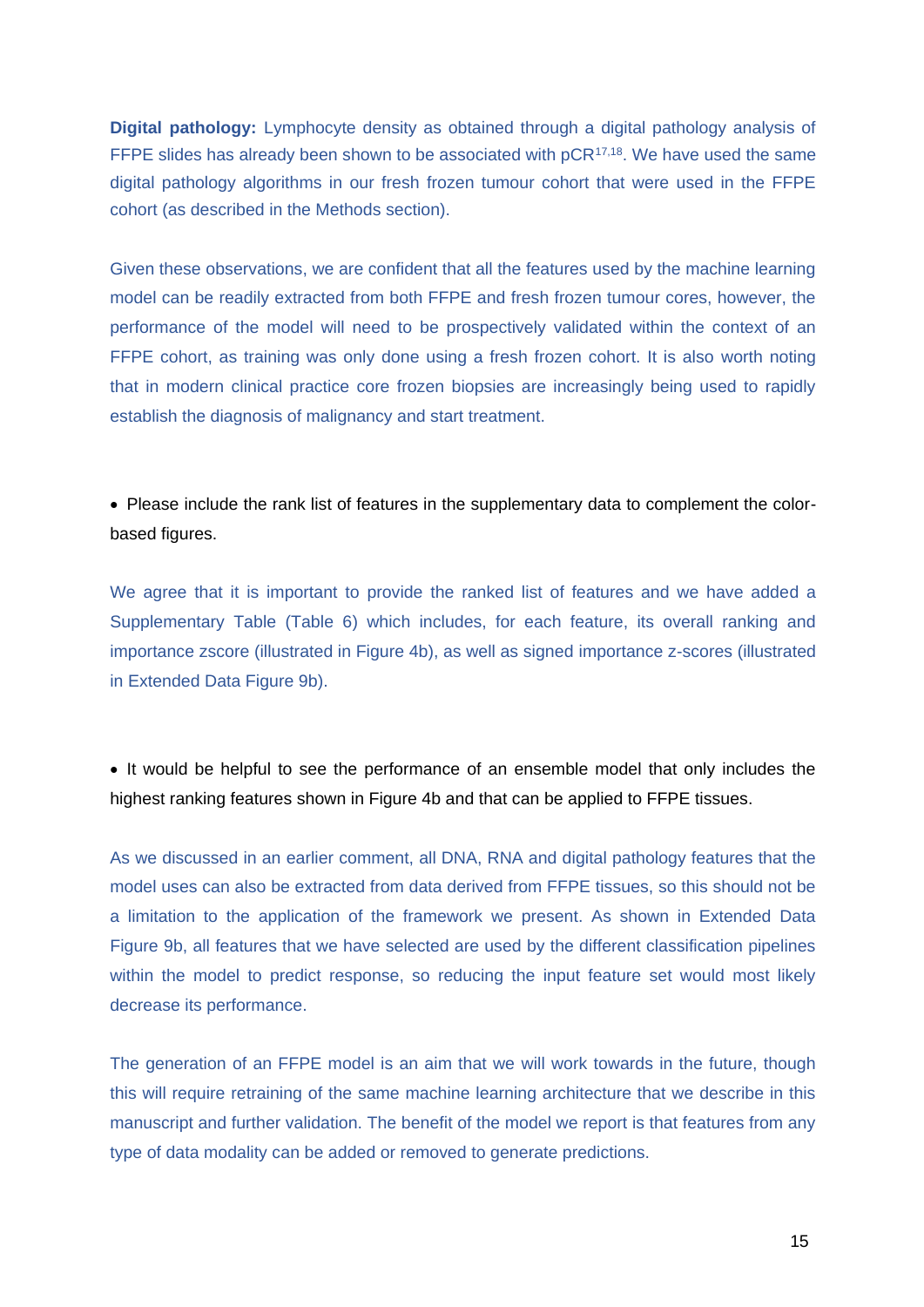**Digital pathology:** Lymphocyte density as obtained through a digital pathology analysis of FFPE slides has already been shown to be associated with pCR[17,18]. We have used the same digital pathology algorithms in our fresh frozen tumour cohort that were used in the FFPE cohort (as described in the Methods section).

Given these observations, we are confident that all the features used by the machine learning model can be readily extracted from both FFPE and fresh frozen tumour cores, however, the performance of the model will need to be prospectively validated within the context of an FFPE cohort, as training was only done using a fresh frozen cohort. It is also worth noting that in modern clinical practice core frozen biopsies are increasingly being used to rapidly establish the diagnosis of malignancy and start treatment.

- Please include the rank list of features in the supplementary data to complement the color-based figures.

We agree that it is important to provide the ranked list of features and we have added a Supplementary Table (Table 6) which includes, for each feature, its overall ranking and importance zscore (illustrated in Figure 4b), as well as signed importance z-scores (illustrated in Extended Data Figure 9b).

- It would be helpful to see the performance of an ensemble model that only includes the highest ranking features shown in Figure 4b and that can be applied to FFPE tissues.

As we discussed in an earlier comment, all DNA, RNA and digital pathology features that the model uses can also be extracted from data derived from FFPE tissues, so this should not be a limitation to the application of the framework we present. As shown in Extended Data Figure 9b, all features that we have selected are used by the different classification pipelines within the model to predict response, so reducing the input feature set would most likely decrease its performance.

The generation of an FFPE model is an aim that we will work towards in the future, though this will require retraining of the same machine learning architecture that we describe in this manuscript and further validation. The benefit of the model we report is that features from any type of data modality can be added or removed to generate predictions.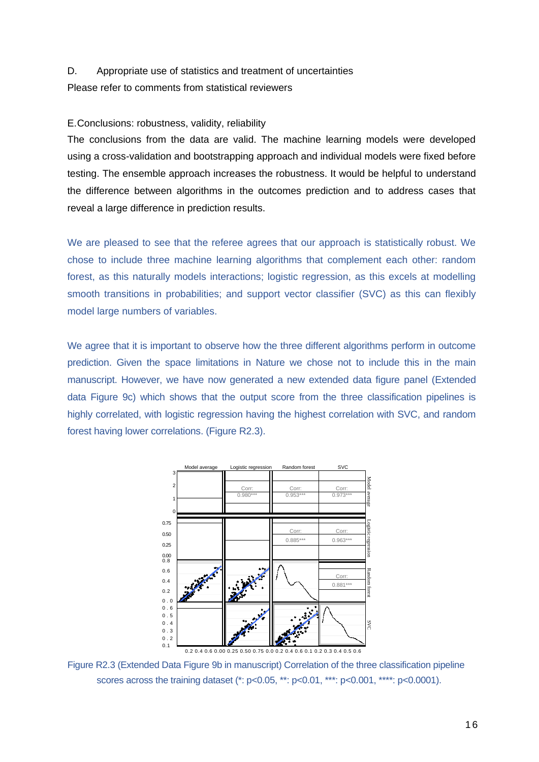D. Appropriate use of statistics and treatment of uncertainties

Please refer to comments from statistical reviewers

E.Conclusions: robustness, validity, reliability

The conclusions from the data are valid. The machine learning models were developed using a cross-validation and bootstrapping approach and individual models were fixed before testing. The ensemble approach increases the robustness. It would be helpful to understand the difference between algorithms in the outcomes prediction and to address cases that reveal a large difference in prediction results.

We are pleased to see that the referee agrees that our approach is statistically robust. We chose to include three machine learning algorithms that complement each other: random forest, as this naturally models interactions; logistic regression, as this excels at modelling smooth transitions in probabilities; and support vector classifier (SVC) as this can flexibly model large numbers of variables.

We agree that it is important to observe how the three different algorithms perform in outcome prediction. Given the space limitations in Nature we chose not to include this in the main manuscript. However, we have now generated a new extended data figure panel (Extended data Figure 9c) which shows that the output score from the three classification pipelines is highly correlated, with logistic regression having the highest correlation with SVC, and random forest having lower correlations. (Figure R2.3).

Figure R2.3 (Extended Data Figure 9b in manuscript) Correlation of the three classification pipeline scores across the training dataset (*: p<0.05, **: p<0.01, ***: p<0.001, ****: p<0.0001).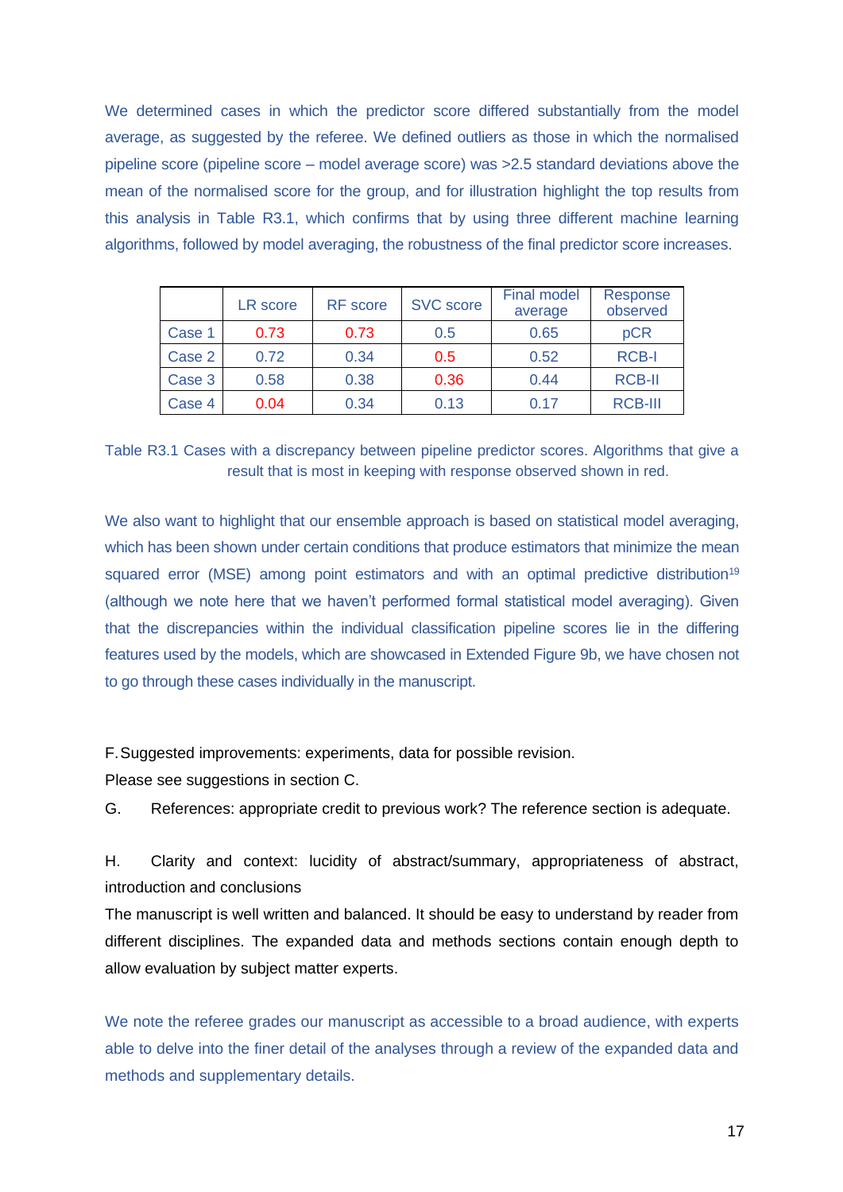We determined cases in which the predictor score differed substantially from the model average, as suggested by the referee. We defined outliers as those in which the normalised pipeline score (pipeline score – model average score) was >2.5 standard deviations above the mean of the normalised score for the group, and for illustration highlight the top results from this analysis in Table R3.1, which confirms that by using three different machine learning algorithms, followed by model averaging, the robustness of the final predictor score increases.

| | LR score | RF score | SVC score | Final model average | Response observed |
|---|---|---|---|---|---|
| Case 1 | 0.73 | 0.73 | 0.5 | 0.65 | pCR |
| Case 2 | 0.72 | 0.34 | 0.5 | 0.52 | RCB-I |
| Case 3 | 0.58 | 0.38 | 0.36 | 0.44 | RCB-II |
| Case 4 | 0.04 | 0.34 | 0.13 | 0.17 | RCB-III |

Table R3.1 Cases with a discrepancy between pipeline predictor scores. Algorithms that give a result that is most in keeping with response observed shown in red.

We also want to highlight that our ensemble approach is based on statistical model averaging, which has been shown under certain conditions that produce estimators that minimize the mean squared error (MSE) among point estimators and with an optimal predictive distribution[19] (although we note here that we haven't performed formal statistical model averaging). Given that the discrepancies within the individual classification pipeline scores lie in the differing features used by the models, which are showcased in Extended Figure 9b, we have chosen not to go through these cases individually in the manuscript.

F. Suggested improvements: experiments, data for possible revision.

Please see suggestions in section C.

G. References: appropriate credit to previous work? The reference section is adequate.

H. Clarity and context: lucidity of abstract/summary, appropriateness of abstract, introduction and conclusions

The manuscript is well written and balanced. It should be easy to understand by reader from different disciplines. The expanded data and methods sections contain enough depth to allow evaluation by subject matter experts.

We note the referee grades our manuscript as accessible to a broad audience, with experts able to delve into the finer detail of the analyses through a review of the expanded data and methods and supplementary details.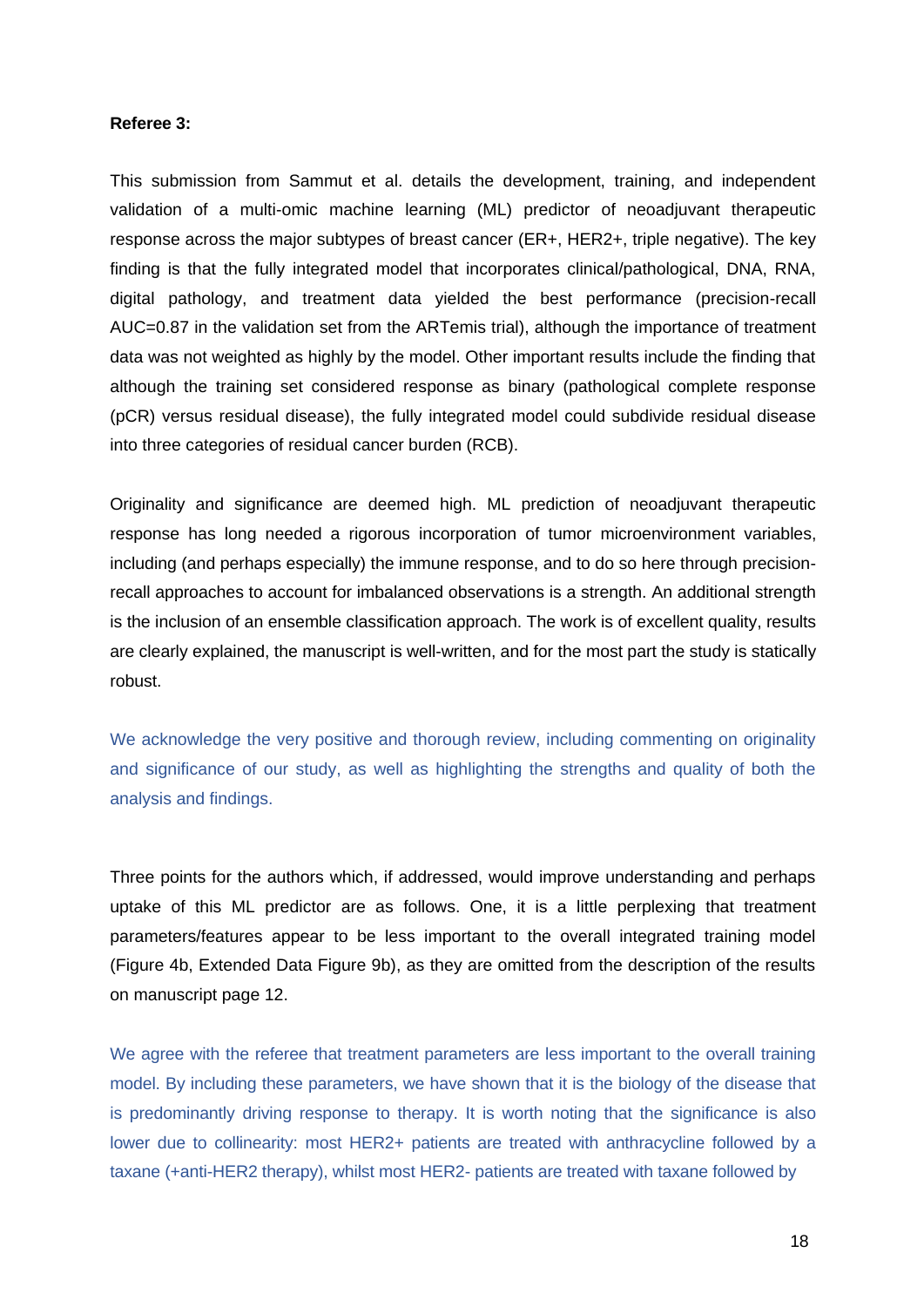**Referee 3:**

This submission from Sammut et al. details the development, training, and independent validation of a multi-omic machine learning (ML) predictor of neoadjuvant therapeutic response across the major subtypes of breast cancer (ER+, HER2+, triple negative). The key finding is that the fully integrated model that incorporates clinical/pathological, DNA, RNA, digital pathology, and treatment data yielded the best performance (precision-recall AUC=0.87 in the validation set from the ARTemis trial), although the importance of treatment data was not weighted as highly by the model. Other important results include the finding that although the training set considered response as binary (pathological complete response (pCR) versus residual disease), the fully integrated model could subdivide residual disease into three categories of residual cancer burden (RCB).

Originality and significance are deemed high. ML prediction of neoadjuvant therapeutic response has long needed a rigorous incorporation of tumor microenvironment variables, including (and perhaps especially) the immune response, and to do so here through precision-recall approaches to account for imbalanced observations is a strength. An additional strength is the inclusion of an ensemble classification approach. The work is of excellent quality, results are clearly explained, the manuscript is well-written, and for the most part the study is statically robust.

We acknowledge the very positive and thorough review, including commenting on originality and significance of our study, as well as highlighting the strengths and quality of both the analysis and findings.

Three points for the authors which, if addressed, would improve understanding and perhaps uptake of this ML predictor are as follows. One, it is a little perplexing that treatment parameters/features appear to be less important to the overall integrated training model (Figure 4b, Extended Data Figure 9b), as they are omitted from the description of the results on manuscript page 12.

We agree with the referee that treatment parameters are less important to the overall training model. By including these parameters, we have shown that it is the biology of the disease that is predominantly driving response to therapy. It is worth noting that the significance is also lower due to collinearity: most HER2+ patients are treated with anthracycline followed by a taxane (+anti-HER2 therapy), whilst most HER2- patients are treated with taxane followed by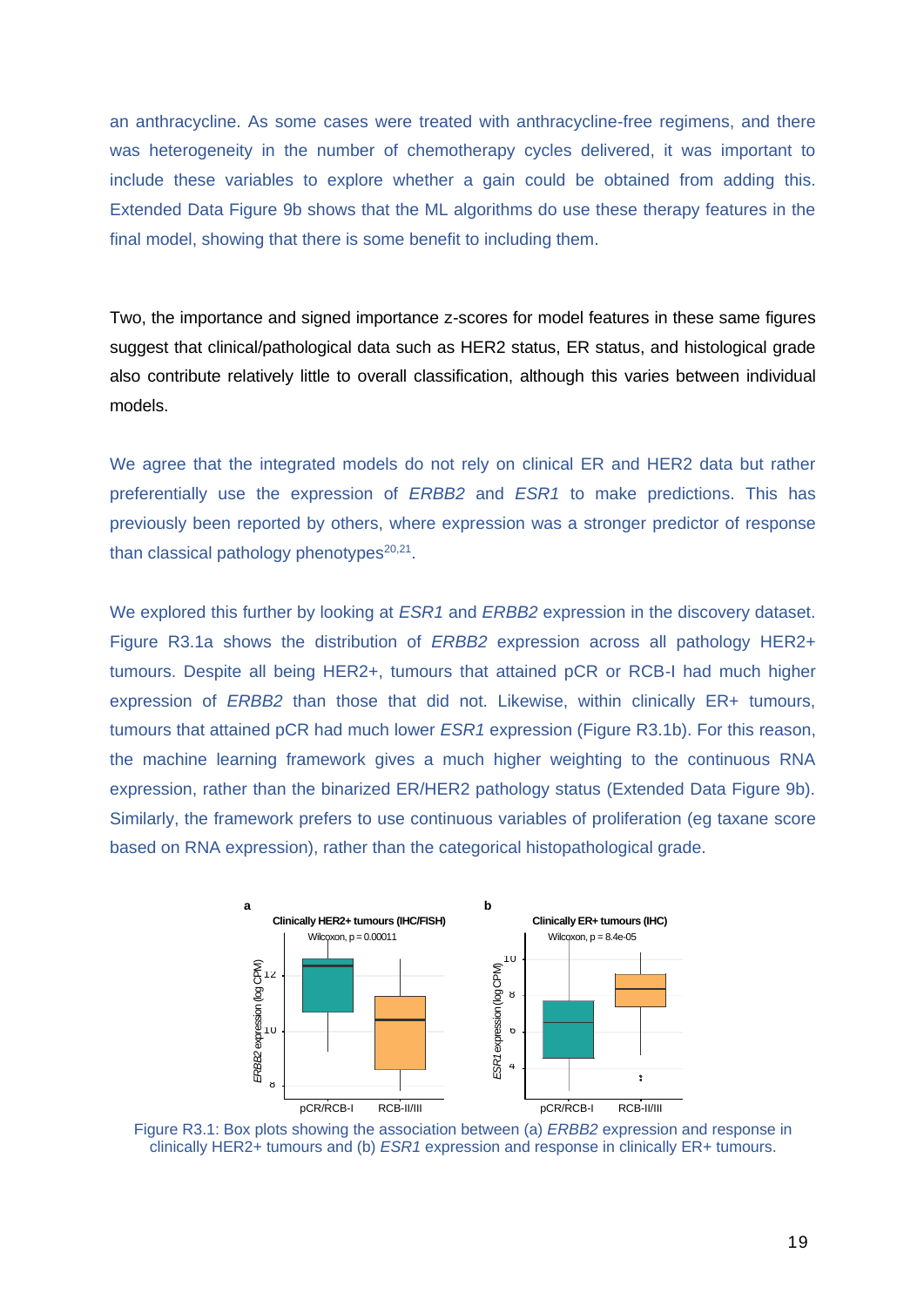an anthracycline. As some cases were treated with anthracycline-free regimens, and there was heterogeneity in the number of chemotherapy cycles delivered, it was important to include these variables to explore whether a gain could be obtained from adding this. Extended Data Figure 9b shows that the ML algorithms do use these therapy features in the final model, showing that there is some benefit to including them.

Two, the importance and signed importance z-scores for model features in these same figures suggest that clinical/pathological data such as HER2 status, ER status, and histological grade also contribute relatively little to overall classification, although this varies between individual models.

We agree that the integrated models do not rely on clinical ER and HER2 data but rather preferentially use the expression of *ERBB2* and *ESR1* to make predictions. This has previously been reported by others, where expression was a stronger predictor of response than classical pathology phenotypes[20,21].

We explored this further by looking at *ESR1* and *ERBB2* expression in the discovery dataset. Figure R3.1a shows the distribution of *ERBB2* expression across all pathology HER2+ tumours. Despite all being HER2+, tumours that attained pCR or RCB-I had much higher expression of *ERBB2* than those that did not. Likewise, within clinically ER+ tumours, tumours that attained pCR had much lower *ESR1* expression (Figure R3.1b). For this reason, the machine learning framework gives a much higher weighting to the continuous RNA expression, rather than the binarized ER/HER2 pathology status (Extended Data Figure 9b). Similarly, the framework prefers to use continuous variables of proliferation (eg taxane score based on RNA expression), rather than the categorical histopathological grade.

Figure R3.1: Box plots showing the association between (a) *ERBB2* expression and response in clinically HER2+ tumours and (b) *ESR1* expression and response in clinically ER+ tumours.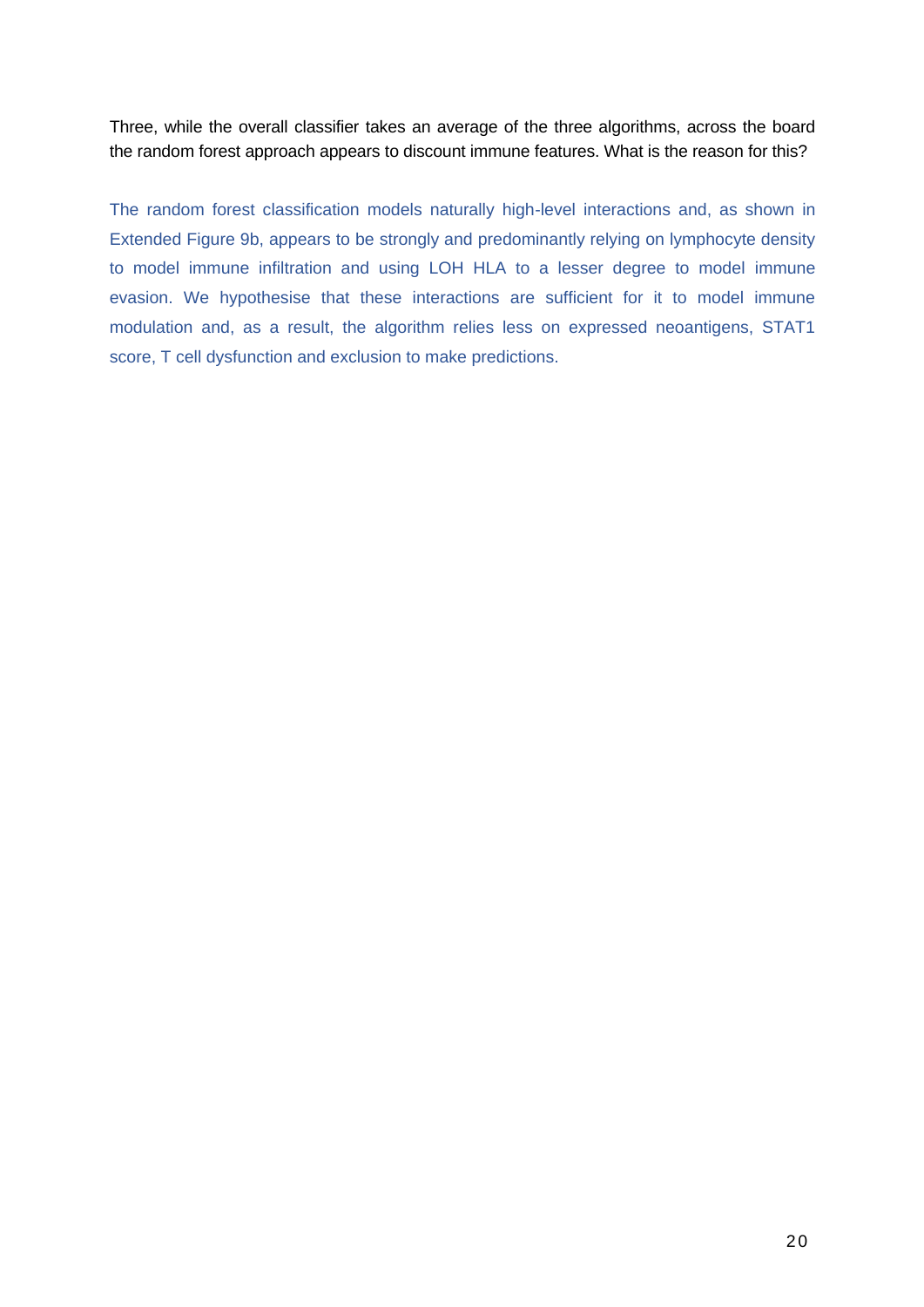Three, while the overall classifier takes an average of the three algorithms, across the board the random forest approach appears to discount immune features. What is the reason for this?

The random forest classification models naturally high-level interactions and, as shown in Extended Figure 9b, appears to be strongly and predominantly relying on lymphocyte density to model immune infiltration and using LOH HLA to a lesser degree to model immune evasion. We hypothesise that these interactions are sufficient for it to model immune modulation and, as a result, the algorithm relies less on expressed neoantigens, STAT1 score, T cell dysfunction and exclusion to make predictions.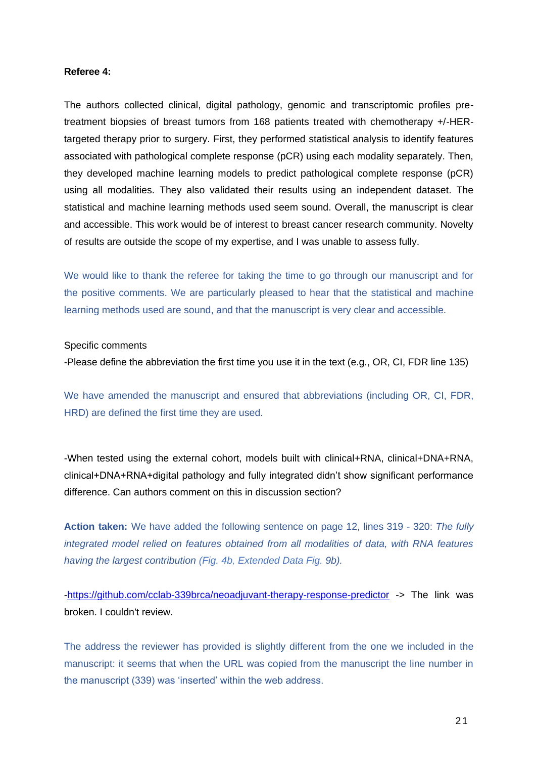**Referee 4:**

The authors collected clinical, digital pathology, genomic and transcriptomic profiles pre-treatment biopsies of breast tumors from 168 patients treated with chemotherapy +/-HER-targeted therapy prior to surgery. First, they performed statistical analysis to identify features associated with pathological complete response (pCR) using each modality separately. Then, they developed machine learning models to predict pathological complete response (pCR) using all modalities. They also validated their results using an independent dataset. The statistical and machine learning methods used seem sound. Overall, the manuscript is clear and accessible. This work would be of interest to breast cancer research community. Novelty of results are outside the scope of my expertise, and I was unable to assess fully.

We would like to thank the referee for taking the time to go through our manuscript and for the positive comments. We are particularly pleased to hear that the statistical and machine learning methods used are sound, and that the manuscript is very clear and accessible.

Specific comments

-Please define the abbreviation the first time you use it in the text (e.g., OR, CI, FDR line 135)

We have amended the manuscript and ensured that abbreviations (including OR, CI, FDR, HRD) are defined the first time they are used.

-When tested using the external cohort, models built with clinical+RNA, clinical+DNA+RNA, clinical+DNA+RNA+digital pathology and fully integrated didn't show significant performance difference. Can authors comment on this in discussion section?

**Action taken:** We have added the following sentence on page 12, lines 319 - 320: *The fully integrated model relied on features obtained from all modalities of data, with RNA features having the largest contribution* *(Fig. 4b, Extended Data Fig. 9b).*

-https://github.com/cclab-339brca/neoadjuvant-therapy-response-predictor -> The link was broken. I couldn't review.

The address the reviewer has provided is slightly different from the one we included in the manuscript: it seems that when the URL was copied from the manuscript the line number in the manuscript (339) was 'inserted' within the web address.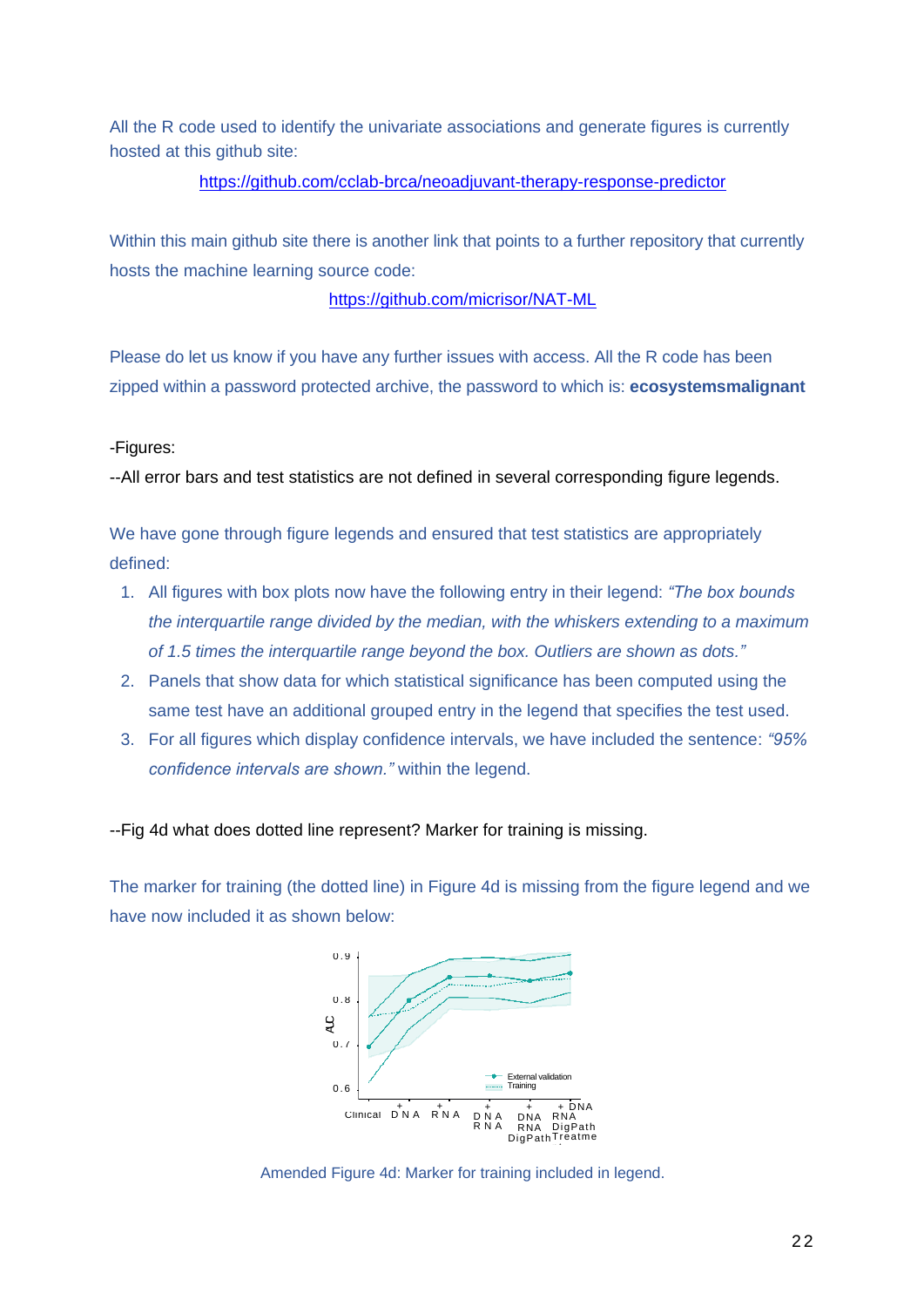All the R code used to identify the univariate associations and generate figures is currently hosted at this github site:

https://github.com/cclab-brca/neoadjuvant-therapy-response-predictor

Within this main github site there is another link that points to a further repository that currently hosts the machine learning source code:

https://github.com/micrisor/NAT-ML

Please do let us know if you have any further issues with access. All the R code has been zipped within a password protected archive, the password to which is: **ecosystemsmalignant**

-Figures:

--All error bars and test statistics are not defined in several corresponding figure legends.

We have gone through figure legends and ensured that test statistics are appropriately defined:

1. All figures with box plots now have the following entry in their legend: *"The box bounds the interquartile range divided by the median, with the whiskers extending to a maximum of 1.5 times the interquartile range beyond the box. Outliers are shown as dots."*
2. Panels that show data for which statistical significance has been computed using the same test have an additional grouped entry in the legend that specifies the test used.
3. For all figures which display confidence intervals, we have included the sentence: *"95% confidence intervals are shown."* within the legend.

--Fig 4d what does dotted line represent? Marker for training is missing.

The marker for training (the dotted line) in Figure 4d is missing from the figure legend and we have now included it as shown below:

Amended Figure 4d: Marker for training included in legend.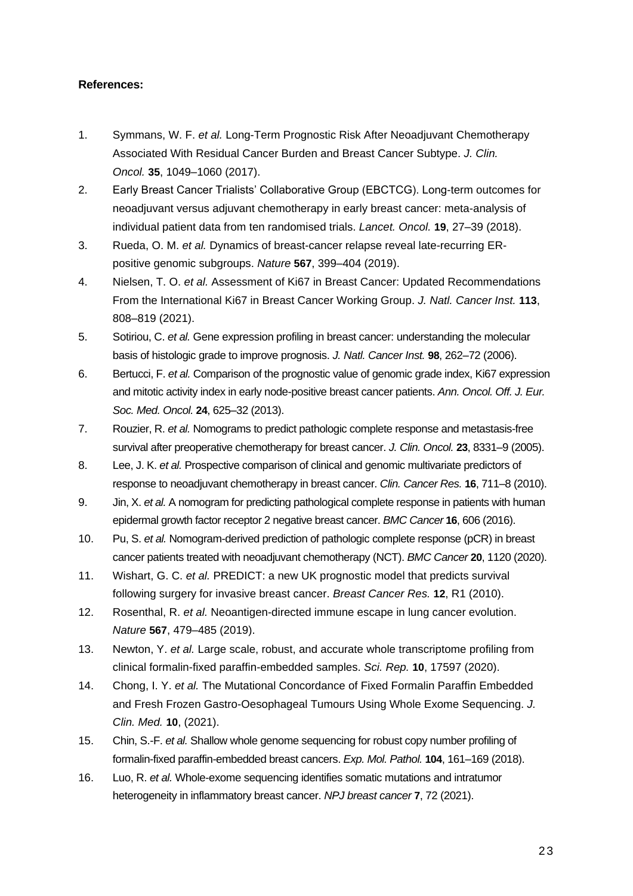**References:**

1. Symmans, W. F. *et al.* Long-Term Prognostic Risk After Neoadjuvant Chemotherapy Associated With Residual Cancer Burden and Breast Cancer Subtype. *J. Clin. Oncol.* **35**, 1049–1060 (2017).
2. Early Breast Cancer Trialists' Collaborative Group (EBCTCG). Long-term outcomes for neoadjuvant versus adjuvant chemotherapy in early breast cancer: meta-analysis of individual patient data from ten randomised trials. *Lancet. Oncol.* **19**, 27–39 (2018).
3. Rueda, O. M. *et al.* Dynamics of breast-cancer relapse reveal late-recurring ER-positive genomic subgroups. *Nature* **567**, 399–404 (2019).
4. Nielsen, T. O. *et al.* Assessment of Ki67 in Breast Cancer: Updated Recommendations From the International Ki67 in Breast Cancer Working Group. *J. Natl. Cancer Inst.* **113**, 808–819 (2021).
5. Sotiriou, C. *et al.* Gene expression profiling in breast cancer: understanding the molecular basis of histologic grade to improve prognosis. *J. Natl. Cancer Inst.* **98**, 262–72 (2006).
6. Bertucci, F. *et al.* Comparison of the prognostic value of genomic grade index, Ki67 expression and mitotic activity index in early node-positive breast cancer patients. *Ann. Oncol. Off. J. Eur. Soc. Med. Oncol.* **24**, 625–32 (2013).
7. Rouzier, R. *et al.* Nomograms to predict pathologic complete response and metastasis-free survival after preoperative chemotherapy for breast cancer. *J. Clin. Oncol.* **23**, 8331–9 (2005).
8. Lee, J. K. *et al.* Prospective comparison of clinical and genomic multivariate predictors of response to neoadjuvant chemotherapy in breast cancer. *Clin. Cancer Res.* **16**, 711–8 (2010).
9. Jin, X. *et al.* A nomogram for predicting pathological complete response in patients with human epidermal growth factor receptor 2 negative breast cancer. *BMC Cancer* **16**, 606 (2016).
10. Pu, S. *et al.* Nomogram-derived prediction of pathologic complete response (pCR) in breast cancer patients treated with neoadjuvant chemotherapy (NCT). *BMC Cancer* **20**, 1120 (2020).
11. Wishart, G. C. *et al.* PREDICT: a new UK prognostic model that predicts survival following surgery for invasive breast cancer. *Breast Cancer Res.* **12**, R1 (2010).
12. Rosenthal, R. *et al.* Neoantigen-directed immune escape in lung cancer evolution. *Nature* **567**, 479–485 (2019).
13. Newton, Y. *et al.* Large scale, robust, and accurate whole transcriptome profiling from clinical formalin-fixed paraffin-embedded samples. *Sci. Rep.* **10**, 17597 (2020).
14. Chong, I. Y. *et al.* The Mutational Concordance of Fixed Formalin Paraffin Embedded and Fresh Frozen Gastro-Oesophageal Tumours Using Whole Exome Sequencing. *J. Clin. Med.* **10**, (2021).
15. Chin, S.-F. *et al.* Shallow whole genome sequencing for robust copy number profiling of formalin-fixed paraffin-embedded breast cancers. *Exp. Mol. Pathol.* **104**, 161–169 (2018).
16. Luo, R. *et al.* Whole-exome sequencing identifies somatic mutations and intratumor heterogeneity in inflammatory breast cancer. *NPJ breast cancer* **7**, 72 (2021).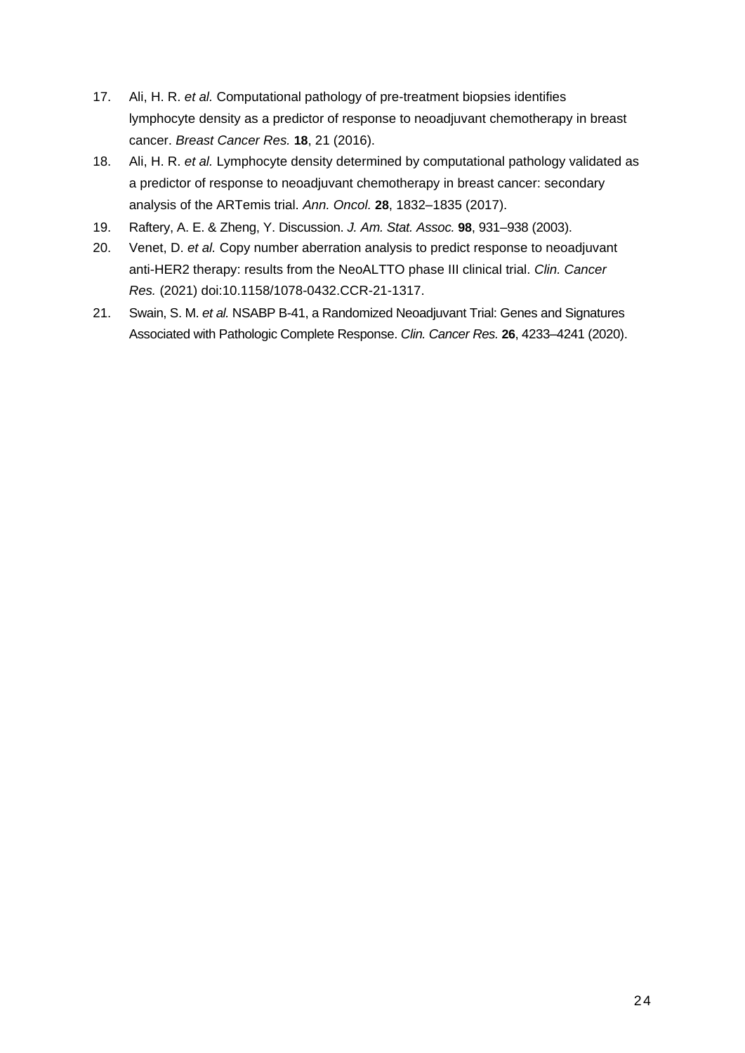17. Ali, H. R. *et al.* Computational pathology of pre-treatment biopsies identifies lymphocyte density as a predictor of response to neoadjuvant chemotherapy in breast cancer. *Breast Cancer Res.* **18**, 21 (2016).
18. Ali, H. R. *et al.* Lymphocyte density determined by computational pathology validated as a predictor of response to neoadjuvant chemotherapy in breast cancer: secondary analysis of the ARTemis trial. *Ann. Oncol.* **28**, 1832–1835 (2017).
19. Raftery, A. E. & Zheng, Y. Discussion. *J. Am. Stat. Assoc.* **98**, 931–938 (2003).
20. Venet, D. *et al.* Copy number aberration analysis to predict response to neoadjuvant anti-HER2 therapy: results from the NeoALTTO phase III clinical trial. *Clin. Cancer Res.* (2021) doi:10.1158/1078-0432.CCR-21-1317.
21. Swain, S. M. *et al.* NSABP B-41, a Randomized Neoadjuvant Trial: Genes and Signatures Associated with Pathologic Complete Response. *Clin. Cancer Res.* **26**, 4233–4241 (2020).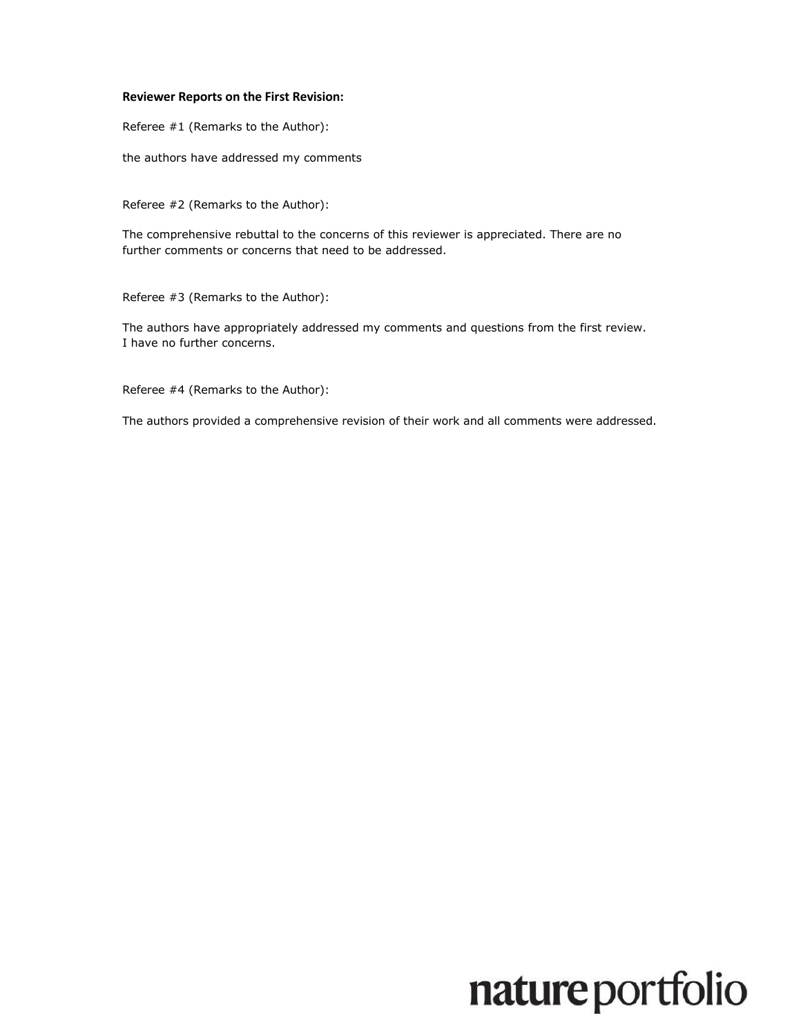**Reviewer Reports on the First Revision:**

Referee #1 (Remarks to the Author):

the authors have addressed my comments

Referee #2 (Remarks to the Author):

The comprehensive rebuttal to the concerns of this reviewer is appreciated. There are no further comments or concerns that need to be addressed.

Referee #3 (Remarks to the Author):

The authors have appropriately addressed my comments and questions from the first review. I have no further concerns.

Referee #4 (Remarks to the Author):

The authors provided a comprehensive revision of their work and all comments were addressed.